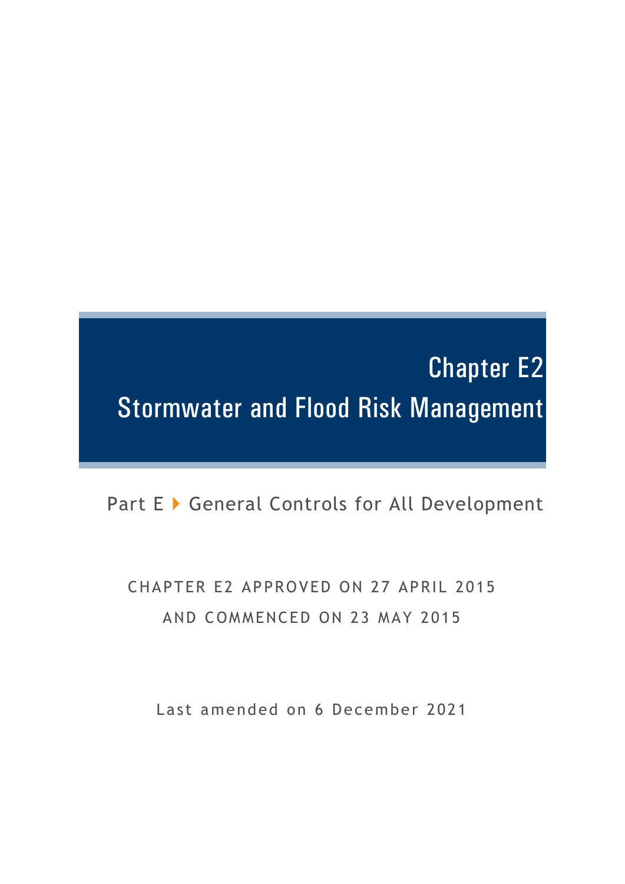# Chapter E2

# Stormwater and Flood Risk Management

Part E ▸ General Controls for All Development

CHAPTER E2 APPROVED ON 27 APRIL 2015

AND COMMENCED ON 23 MAY 2015

Last amended on 6 December 2021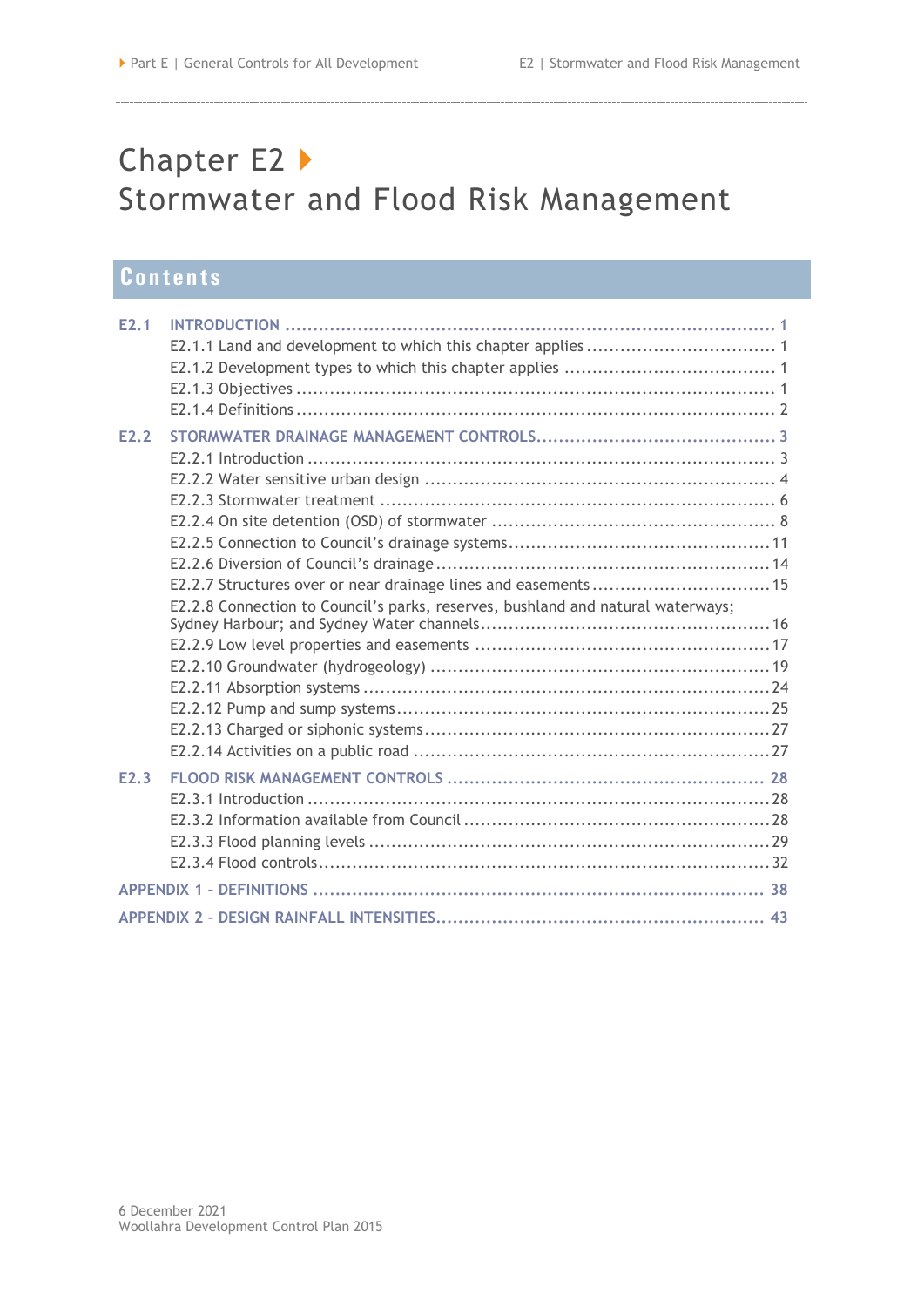# Chapter E2 Stormwater and Flood Risk Management

## Contents

**E2.1 INTRODUCTION** ..... 1
- E2.1.1 Land and development to which this chapter applies ..... 1
- E2.1.2 Development types to which this chapter applies ..... 1
- E2.1.3 Objectives ..... 1
- E2.1.4 Definitions ..... 2

**E2.2 STORMWATER DRAINAGE MANAGEMENT CONTROLS** ..... 3
- E2.2.1 Introduction ..... 3
- E2.2.2 Water sensitive urban design ..... 4
- E2.2.3 Stormwater treatment ..... 6
- E2.2.4 On site detention (OSD) of stormwater ..... 8
- E2.2.5 Connection to Council's drainage systems ..... 11
- E2.2.6 Diversion of Council's drainage ..... 14
- E2.2.7 Structures over or near drainage lines and easements ..... 15
- E2.2.8 Connection to Council's parks, reserves, bushland and natural waterways; Sydney Harbour; and Sydney Water channels ..... 16
- E2.2.9 Low level properties and easements ..... 17
- E2.2.10 Groundwater (hydrogeology) ..... 19
- E2.2.11 Absorption systems ..... 24
- E2.2.12 Pump and sump systems ..... 25
- E2.2.13 Charged or siphonic systems ..... 27
- E2.2.14 Activities on a public road ..... 27

**E2.3 FLOOD RISK MANAGEMENT CONTROLS** ..... 28
- E2.3.1 Introduction ..... 28
- E2.3.2 Information available from Council ..... 28
- E2.3.3 Flood planning levels ..... 29
- E2.3.4 Flood controls ..... 32

**APPENDIX 1 - DEFINITIONS** ..... 38

**APPENDIX 2 - DESIGN RAINFALL INTENSITIES** ..... 43

6 December 2021
Woollahra Development Control Plan 2015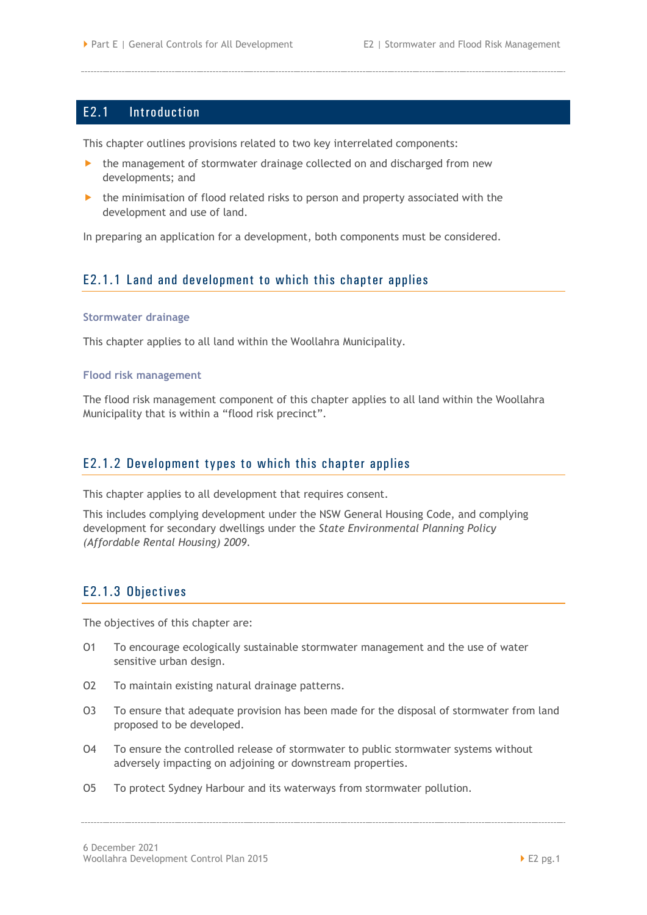## E2.1 Introduction

This chapter outlines provisions related to two key interrelated components:

- the management of stormwater drainage collected on and discharged from new developments; and
- the minimisation of flood related risks to person and property associated with the development and use of land.

In preparing an application for a development, both components must be considered.

### E2.1.1 Land and development to which this chapter applies

#### Stormwater drainage

This chapter applies to all land within the Woollahra Municipality.

#### Flood risk management

The flood risk management component of this chapter applies to all land within the Woollahra Municipality that is within a "flood risk precinct".

### E2.1.2 Development types to which this chapter applies

This chapter applies to all development that requires consent.

This includes complying development under the NSW General Housing Code, and complying development for secondary dwellings under the *State Environmental Planning Policy (Affordable Rental Housing) 2009*.

### E2.1.3 Objectives

The objectives of this chapter are:

O1 To encourage ecologically sustainable stormwater management and the use of water sensitive urban design.

O2 To maintain existing natural drainage patterns.

O3 To ensure that adequate provision has been made for the disposal of stormwater from land proposed to be developed.

O4 To ensure the controlled release of stormwater to public stormwater systems without adversely impacting on adjoining or downstream properties.

O5 To protect Sydney Harbour and its waterways from stormwater pollution.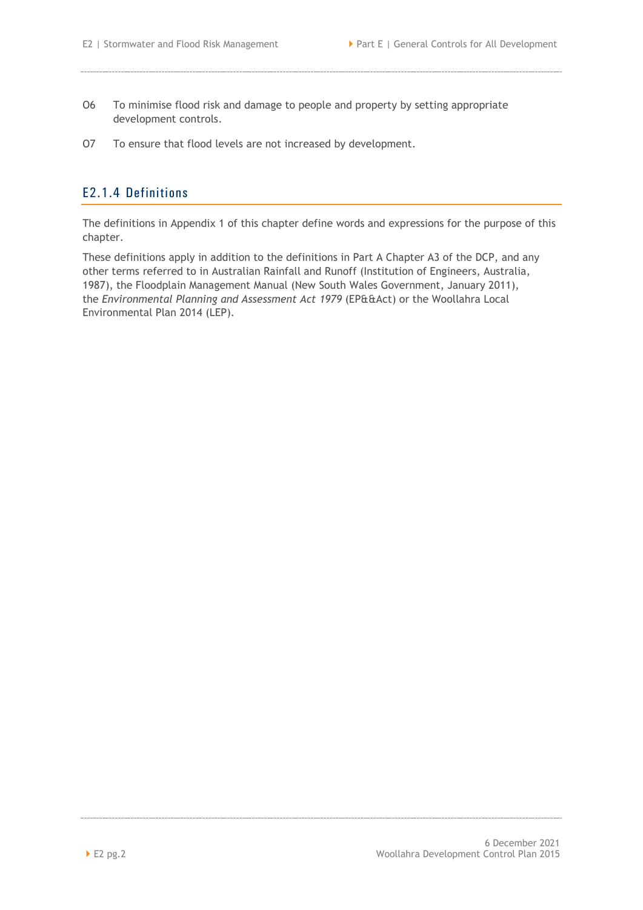O6 To minimise flood risk and damage to people and property by setting appropriate development controls.

O7 To ensure that flood levels are not increased by development.

### E2.1.4 Definitions

The definitions in Appendix 1 of this chapter define words and expressions for the purpose of this chapter.

These definitions apply in addition to the definitions in Part A Chapter A3 of the DCP, and any other terms referred to in Australian Rainfall and Runoff (Institution of Engineers, Australia, 1987), the Floodplain Management Manual (New South Wales Government, January 2011), the *Environmental Planning and Assessment Act 1979* (EP&&Act) or the Woollahra Local Environmental Plan 2014 (LEP).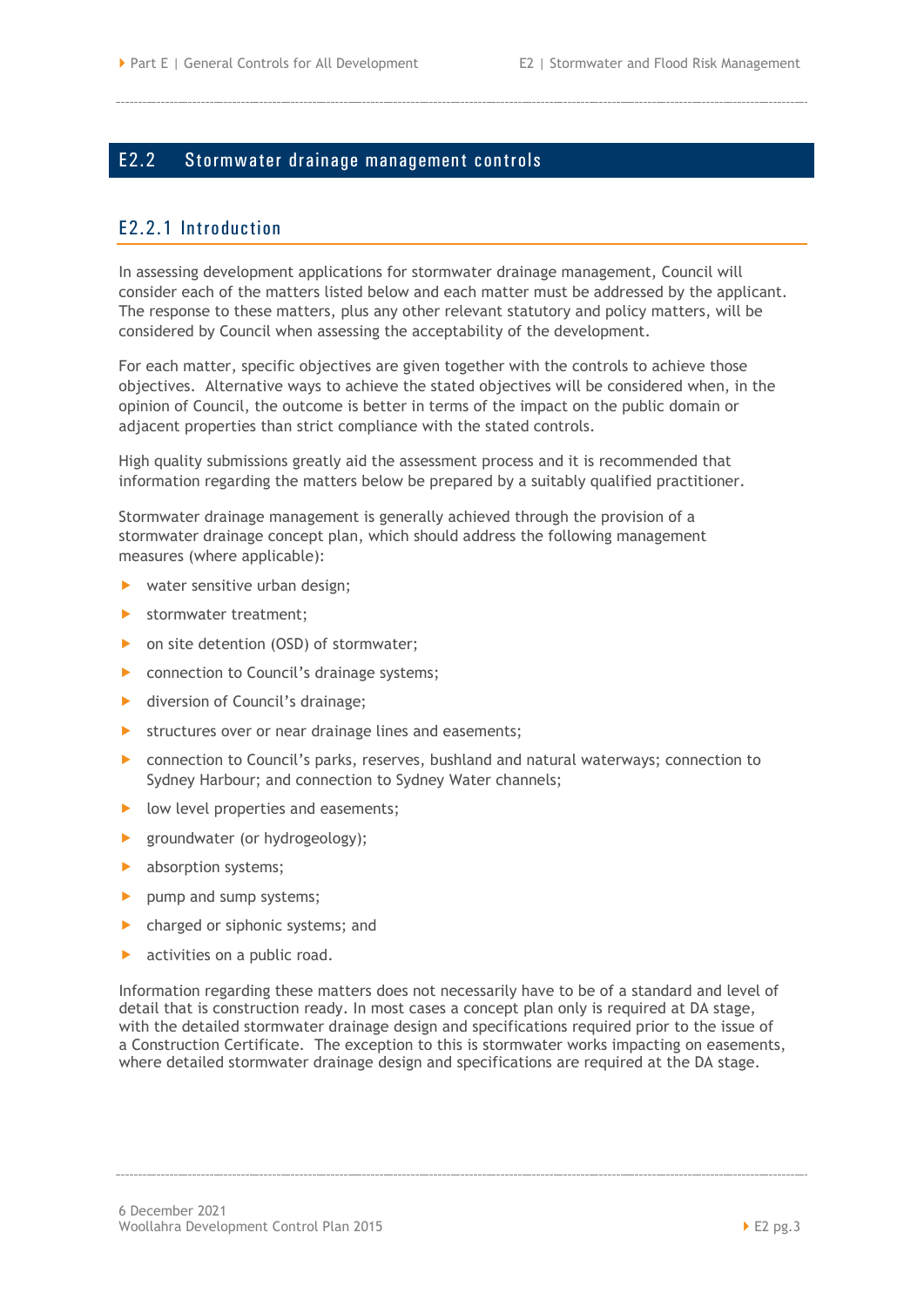## E2.2 Stormwater drainage management controls

### E2.2.1 Introduction

In assessing development applications for stormwater drainage management, Council will consider each of the matters listed below and each matter must be addressed by the applicant. The response to these matters, plus any other relevant statutory and policy matters, will be considered by Council when assessing the acceptability of the development.

For each matter, specific objectives are given together with the controls to achieve those objectives. Alternative ways to achieve the stated objectives will be considered when, in the opinion of Council, the outcome is better in terms of the impact on the public domain or adjacent properties than strict compliance with the stated controls.

High quality submissions greatly aid the assessment process and it is recommended that information regarding the matters below be prepared by a suitably qualified practitioner.

Stormwater drainage management is generally achieved through the provision of a stormwater drainage concept plan, which should address the following management measures (where applicable):

- water sensitive urban design;
- stormwater treatment;
- on site detention (OSD) of stormwater;
- connection to Council's drainage systems;
- diversion of Council's drainage;
- structures over or near drainage lines and easements;
- connection to Council's parks, reserves, bushland and natural waterways; connection to Sydney Harbour; and connection to Sydney Water channels;
- low level properties and easements;
- groundwater (or hydrogeology);
- absorption systems;
- pump and sump systems;
- charged or siphonic systems; and
- activities on a public road.

Information regarding these matters does not necessarily have to be of a standard and level of detail that is construction ready. In most cases a concept plan only is required at DA stage, with the detailed stormwater drainage design and specifications required prior to the issue of a Construction Certificate. The exception to this is stormwater works impacting on easements, where detailed stormwater drainage design and specifications are required at the DA stage.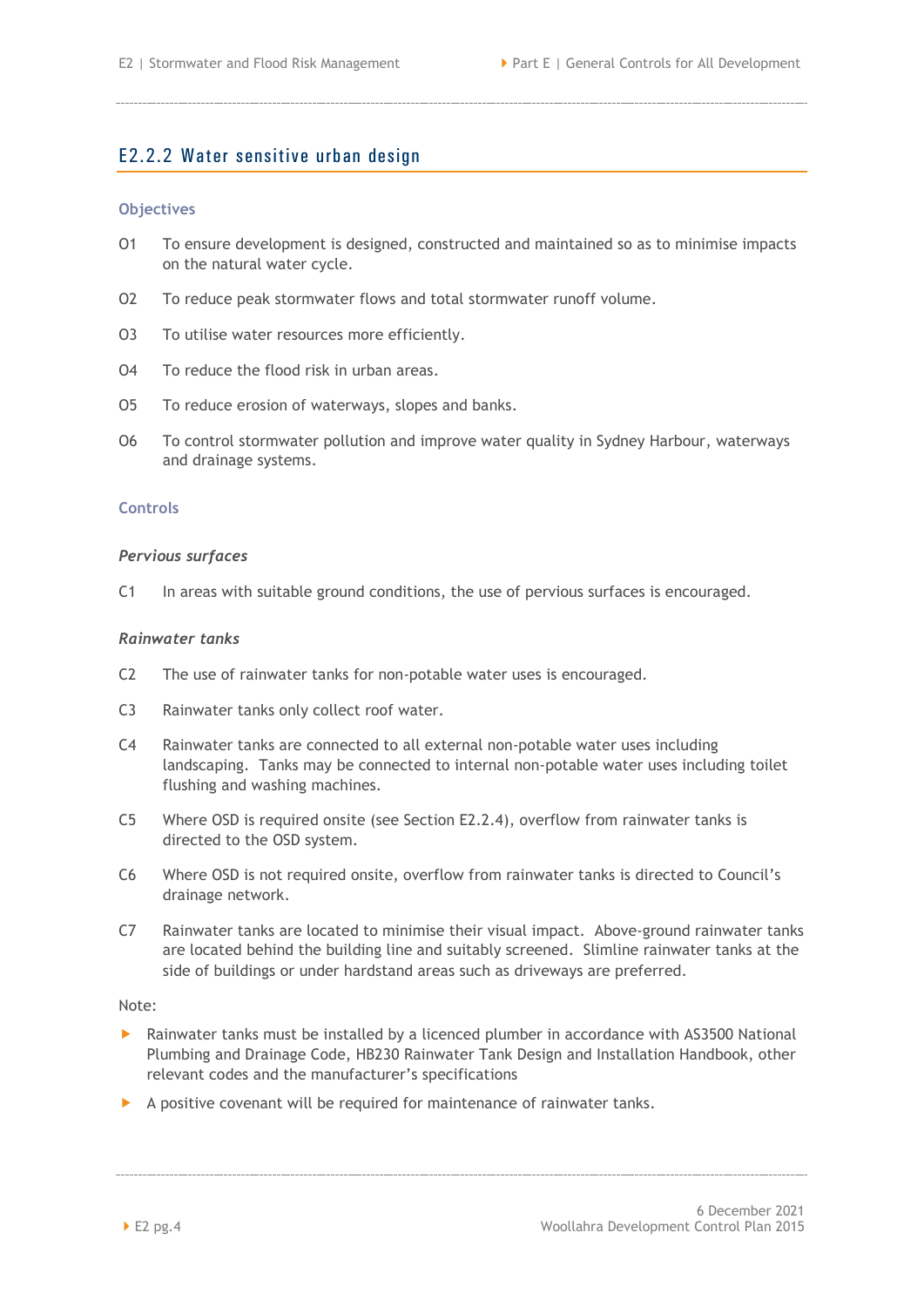## E2.2.2 Water sensitive urban design

### Objectives

O1 To ensure development is designed, constructed and maintained so as to minimise impacts on the natural water cycle.

O2 To reduce peak stormwater flows and total stormwater runoff volume.

O3 To utilise water resources more efficiently.

O4 To reduce the flood risk in urban areas.

O5 To reduce erosion of waterways, slopes and banks.

O6 To control stormwater pollution and improve water quality in Sydney Harbour, waterways and drainage systems.

### Controls

#### *Pervious surfaces*

C1 In areas with suitable ground conditions, the use of pervious surfaces is encouraged.

#### *Rainwater tanks*

C2 The use of rainwater tanks for non-potable water uses is encouraged.

C3 Rainwater tanks only collect roof water.

C4 Rainwater tanks are connected to all external non-potable water uses including landscaping. Tanks may be connected to internal non-potable water uses including toilet flushing and washing machines.

C5 Where OSD is required onsite (see Section E2.2.4), overflow from rainwater tanks is directed to the OSD system.

C6 Where OSD is not required onsite, overflow from rainwater tanks is directed to Council's drainage network.

C7 Rainwater tanks are located to minimise their visual impact. Above-ground rainwater tanks are located behind the building line and suitably screened. Slimline rainwater tanks at the side of buildings or under hardstand areas such as driveways are preferred.

Note:

- Rainwater tanks must be installed by a licenced plumber in accordance with AS3500 National Plumbing and Drainage Code, HB230 Rainwater Tank Design and Installation Handbook, other relevant codes and the manufacturer's specifications
- A positive covenant will be required for maintenance of rainwater tanks.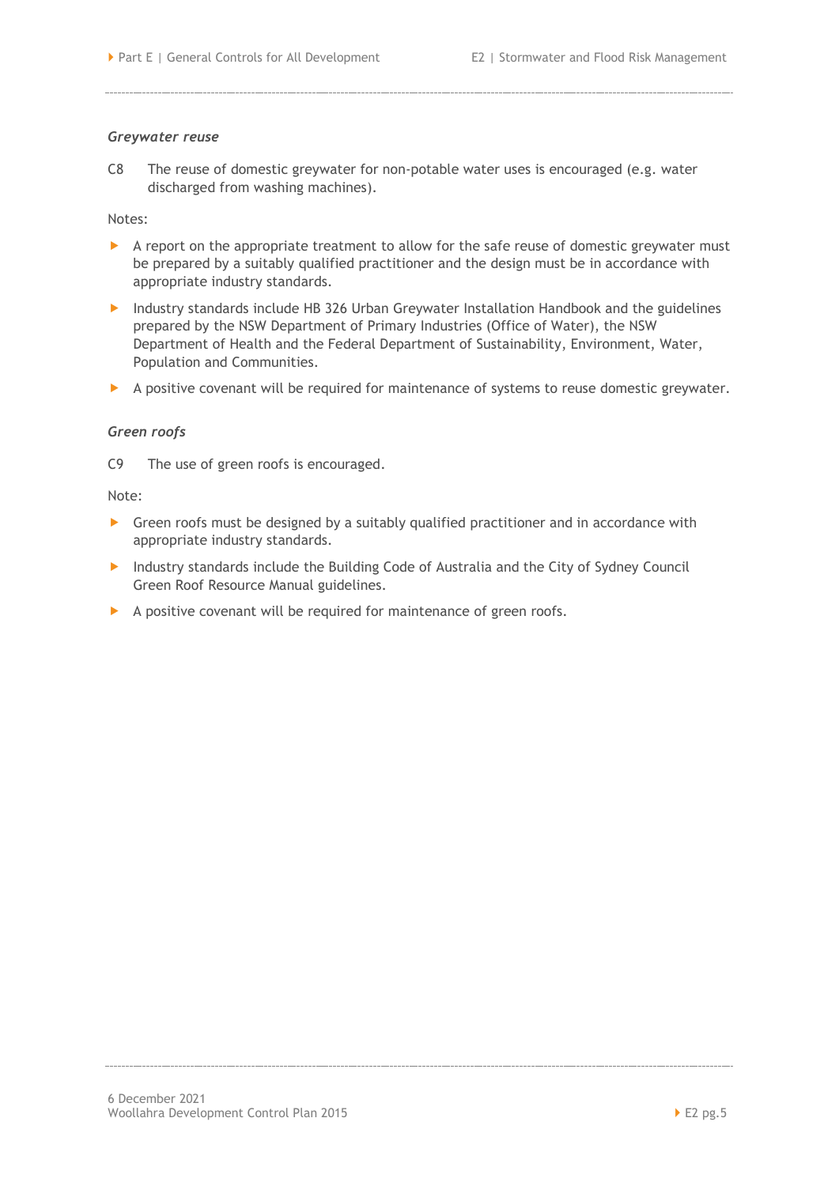*Greywater reuse*

C8 The reuse of domestic greywater for non-potable water uses is encouraged (e.g. water discharged from washing machines).

Notes:

- A report on the appropriate treatment to allow for the safe reuse of domestic greywater must be prepared by a suitably qualified practitioner and the design must be in accordance with appropriate industry standards.
- Industry standards include HB 326 Urban Greywater Installation Handbook and the guidelines prepared by the NSW Department of Primary Industries (Office of Water), the NSW Department of Health and the Federal Department of Sustainability, Environment, Water, Population and Communities.
- A positive covenant will be required for maintenance of systems to reuse domestic greywater.

*Green roofs*

C9 The use of green roofs is encouraged.

Note:

- Green roofs must be designed by a suitably qualified practitioner and in accordance with appropriate industry standards.
- Industry standards include the Building Code of Australia and the City of Sydney Council Green Roof Resource Manual guidelines.
- A positive covenant will be required for maintenance of green roofs.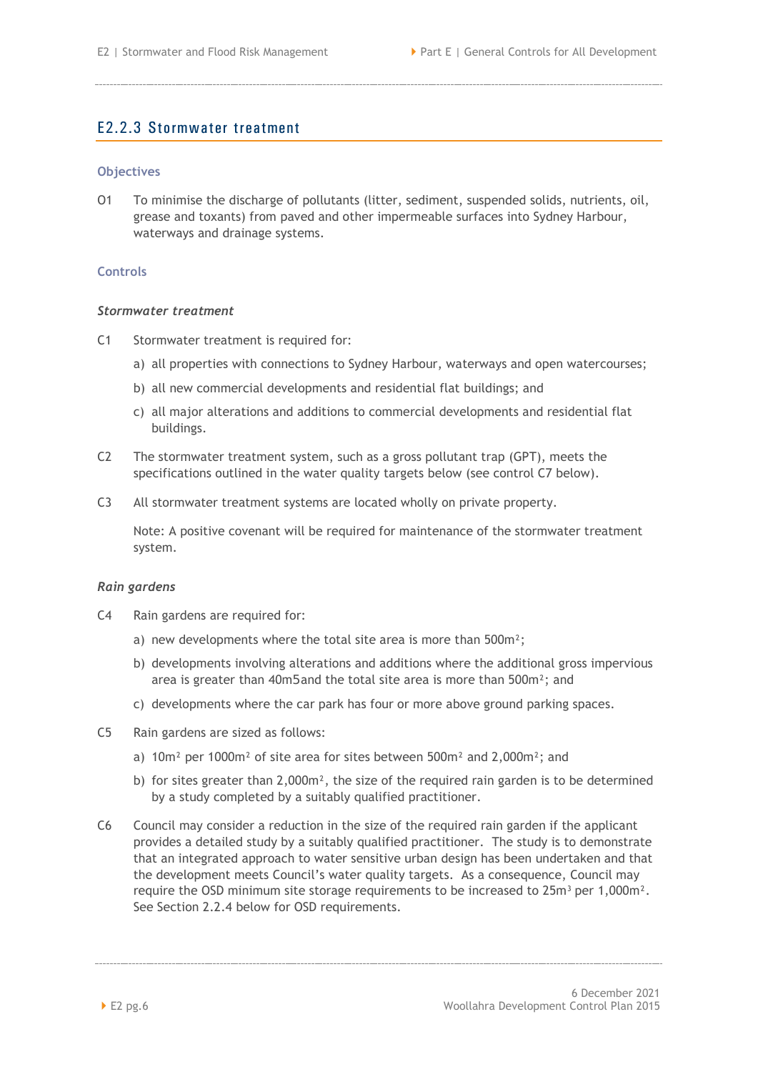## E2.2.3 Stormwater treatment

### Objectives

O1 To minimise the discharge of pollutants (litter, sediment, suspended solids, nutrients, oil, grease and toxants) from paved and other impermeable surfaces into Sydney Harbour, waterways and drainage systems.

### Controls

***Stormwater treatment***

C1 Stormwater treatment is required for:

a) all properties with connections to Sydney Harbour, waterways and open watercourses;

b) all new commercial developments and residential flat buildings; and

c) all major alterations and additions to commercial developments and residential flat buildings.

C2 The stormwater treatment system, such as a gross pollutant trap (GPT), meets the specifications outlined in the water quality targets below (see control C7 below).

C3 All stormwater treatment systems are located wholly on private property.

Note: A positive covenant will be required for maintenance of the stormwater treatment system.

***Rain gardens***

C4 Rain gardens are required for:

a) new developments where the total site area is more than $500m^2$;

b) developments involving alterations and additions where the additional gross impervious area is greater than 40m5and the total site area is more than $500m^2$; and

c) developments where the car park has four or more above ground parking spaces.

C5 Rain gardens are sized as follows:

a) $10m^2$ per $1000m^2$ of site area for sites between $500m^2$ and $2,000m^2$; and

b) for sites greater than $2,000m^2$, the size of the required rain garden is to be determined by a study completed by a suitably qualified practitioner.

C6 Council may consider a reduction in the size of the required rain garden if the applicant provides a detailed study by a suitably qualified practitioner. The study is to demonstrate that an integrated approach to water sensitive urban design has been undertaken and that the development meets Council's water quality targets. As a consequence, Council may require the OSD minimum site storage requirements to be increased to $25m^3$ per $1,000m^2$. See Section 2.2.4 below for OSD requirements.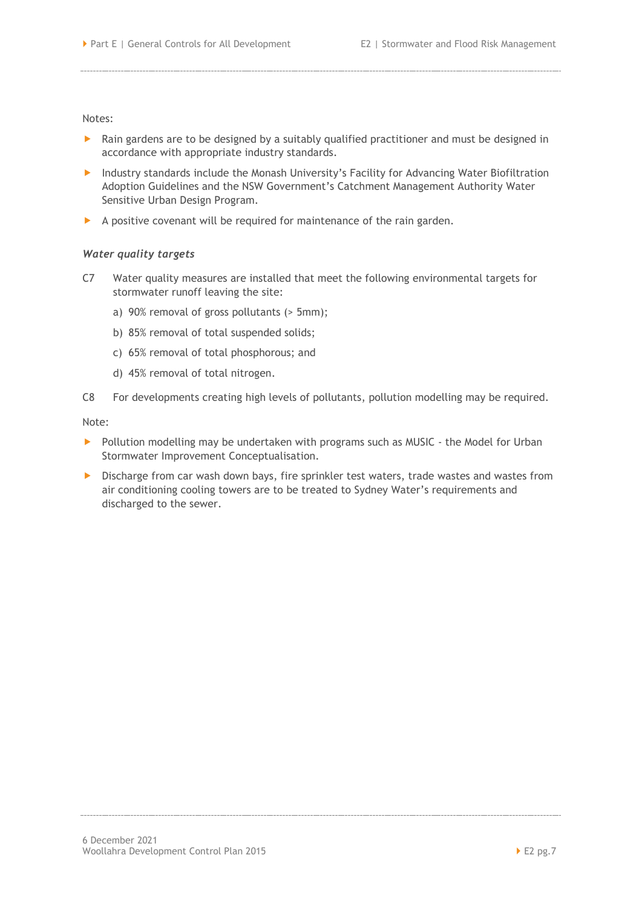Notes:

- Rain gardens are to be designed by a suitably qualified practitioner and must be designed in accordance with appropriate industry standards.
- Industry standards include the Monash University's Facility for Advancing Water Biofiltration Adoption Guidelines and the NSW Government's Catchment Management Authority Water Sensitive Urban Design Program.
- A positive covenant will be required for maintenance of the rain garden.

### *Water quality targets*

C7 Water quality measures are installed that meet the following environmental targets for stormwater runoff leaving the site:

a) 90% removal of gross pollutants (> 5mm);

b) 85% removal of total suspended solids;

c) 65% removal of total phosphorous; and

d) 45% removal of total nitrogen.

C8 For developments creating high levels of pollutants, pollution modelling may be required.

Note:

- Pollution modelling may be undertaken with programs such as MUSIC - the Model for Urban Stormwater Improvement Conceptualisation.
- Discharge from car wash down bays, fire sprinkler test waters, trade wastes and wastes from air conditioning cooling towers are to be treated to Sydney Water's requirements and discharged to the sewer.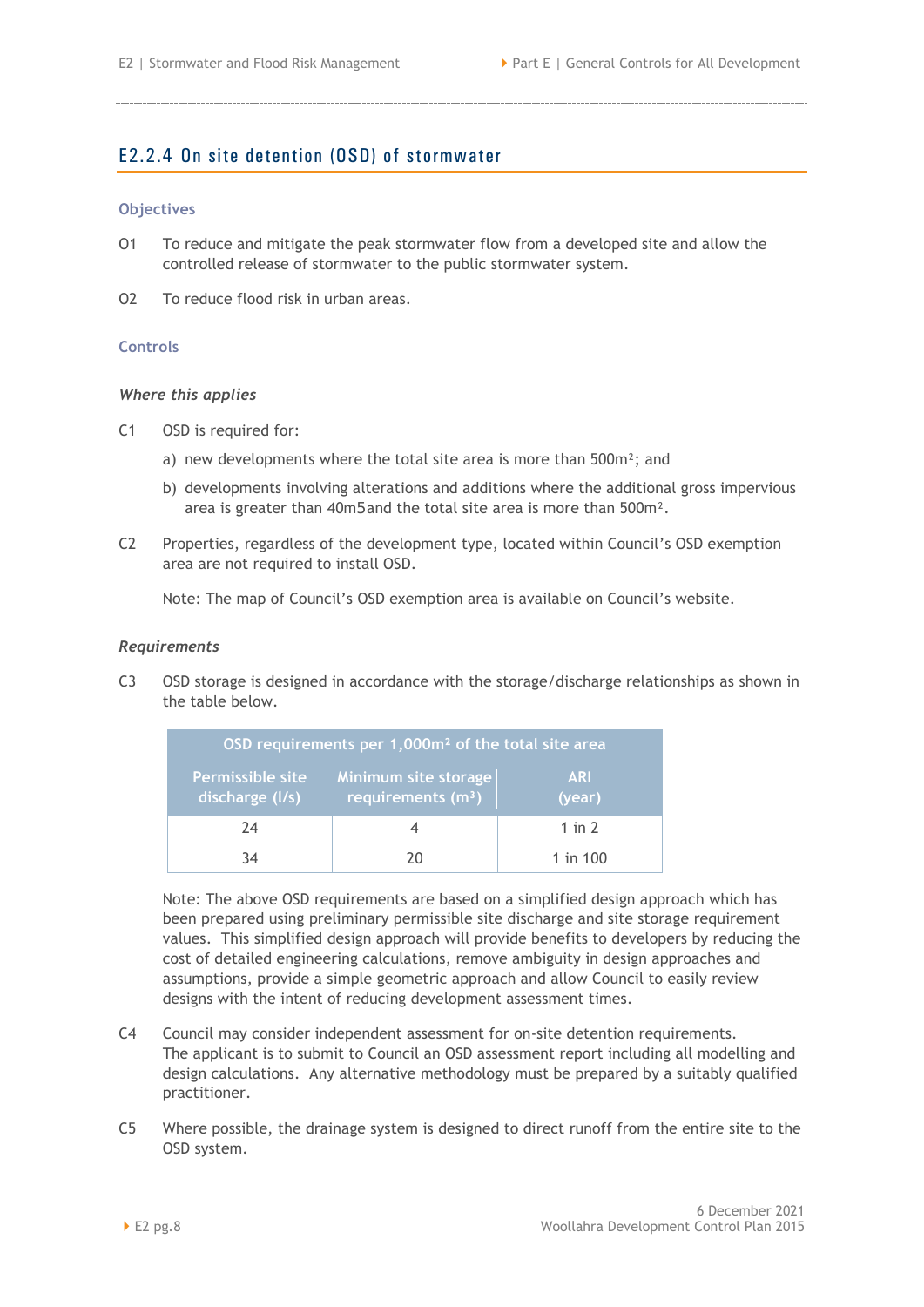## E2.2.4 On site detention (OSD) of stormwater

### Objectives

O1 To reduce and mitigate the peak stormwater flow from a developed site and allow the controlled release of stormwater to the public stormwater system.

O2 To reduce flood risk in urban areas.

### Controls

#### *Where this applies*

C1 OSD is required for:

a) new developments where the total site area is more than 500m²; and

b) developments involving alterations and additions where the additional gross impervious area is greater than 40m5and the total site area is more than 500m².

C2 Properties, regardless of the development type, located within Council's OSD exemption area are not required to install OSD.

Note: The map of Council's OSD exemption area is available on Council's website.

#### *Requirements*

C3 OSD storage is designed in accordance with the storage/discharge relationships as shown in the table below.

| OSD requirements per 1,000m² of the total site area | | |
|---|---|---|
| Permissible site discharge (l/s) | Minimum site storage requirements (m³) | ARI (year) |
| 24 | 4 | 1 in 2 |
| 34 | 20 | 1 in 100 |

Note: The above OSD requirements are based on a simplified design approach which has been prepared using preliminary permissible site discharge and site storage requirement values. This simplified design approach will provide benefits to developers by reducing the cost of detailed engineering calculations, remove ambiguity in design approaches and assumptions, provide a simple geometric approach and allow Council to easily review designs with the intent of reducing development assessment times.

C4 Council may consider independent assessment for on-site detention requirements. The applicant is to submit to Council an OSD assessment report including all modelling and design calculations. Any alternative methodology must be prepared by a suitably qualified practitioner.

C5 Where possible, the drainage system is designed to direct runoff from the entire site to the OSD system.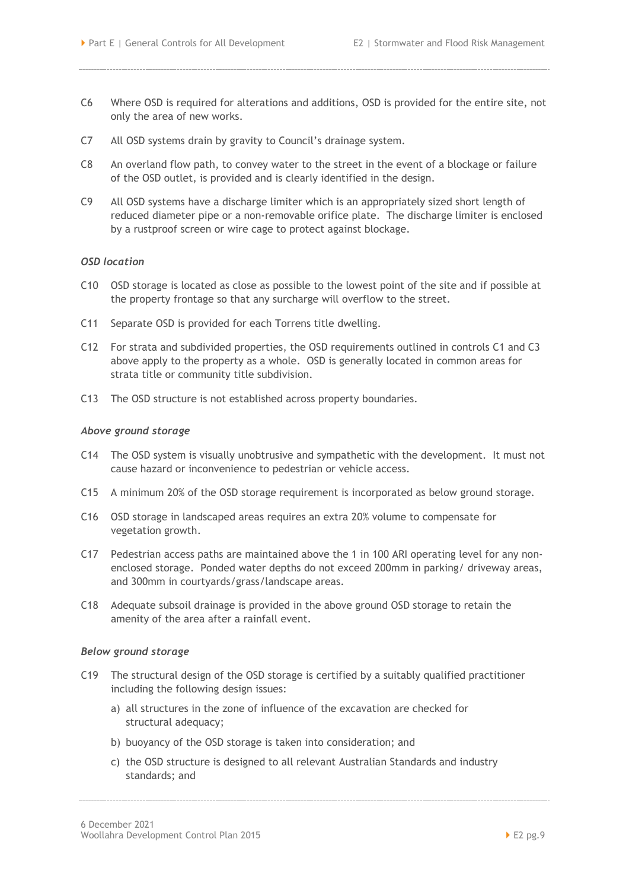C6 Where OSD is required for alterations and additions, OSD is provided for the entire site, not only the area of new works.

C7 All OSD systems drain by gravity to Council's drainage system.

C8 An overland flow path, to convey water to the street in the event of a blockage or failure of the OSD outlet, is provided and is clearly identified in the design.

C9 All OSD systems have a discharge limiter which is an appropriately sized short length of reduced diameter pipe or a non-removable orifice plate. The discharge limiter is enclosed by a rustproof screen or wire cage to protect against blockage.

*OSD location*

C10 OSD storage is located as close as possible to the lowest point of the site and if possible at the property frontage so that any surcharge will overflow to the street.

C11 Separate OSD is provided for each Torrens title dwelling.

C12 For strata and subdivided properties, the OSD requirements outlined in controls C1 and C3 above apply to the property as a whole. OSD is generally located in common areas for strata title or community title subdivision.

C13 The OSD structure is not established across property boundaries.

*Above ground storage*

C14 The OSD system is visually unobtrusive and sympathetic with the development. It must not cause hazard or inconvenience to pedestrian or vehicle access.

C15 A minimum 20% of the OSD storage requirement is incorporated as below ground storage.

C16 OSD storage in landscaped areas requires an extra 20% volume to compensate for vegetation growth.

C17 Pedestrian access paths are maintained above the 1 in 100 ARI operating level for any non-enclosed storage. Ponded water depths do not exceed 200mm in parking/ driveway areas, and 300mm in courtyards/grass/landscape areas.

C18 Adequate subsoil drainage is provided in the above ground OSD storage to retain the amenity of the area after a rainfall event.

*Below ground storage*

C19 The structural design of the OSD storage is certified by a suitably qualified practitioner including the following design issues:

a) all structures in the zone of influence of the excavation are checked for structural adequacy;

b) buoyancy of the OSD storage is taken into consideration; and

c) the OSD structure is designed to all relevant Australian Standards and industry standards; and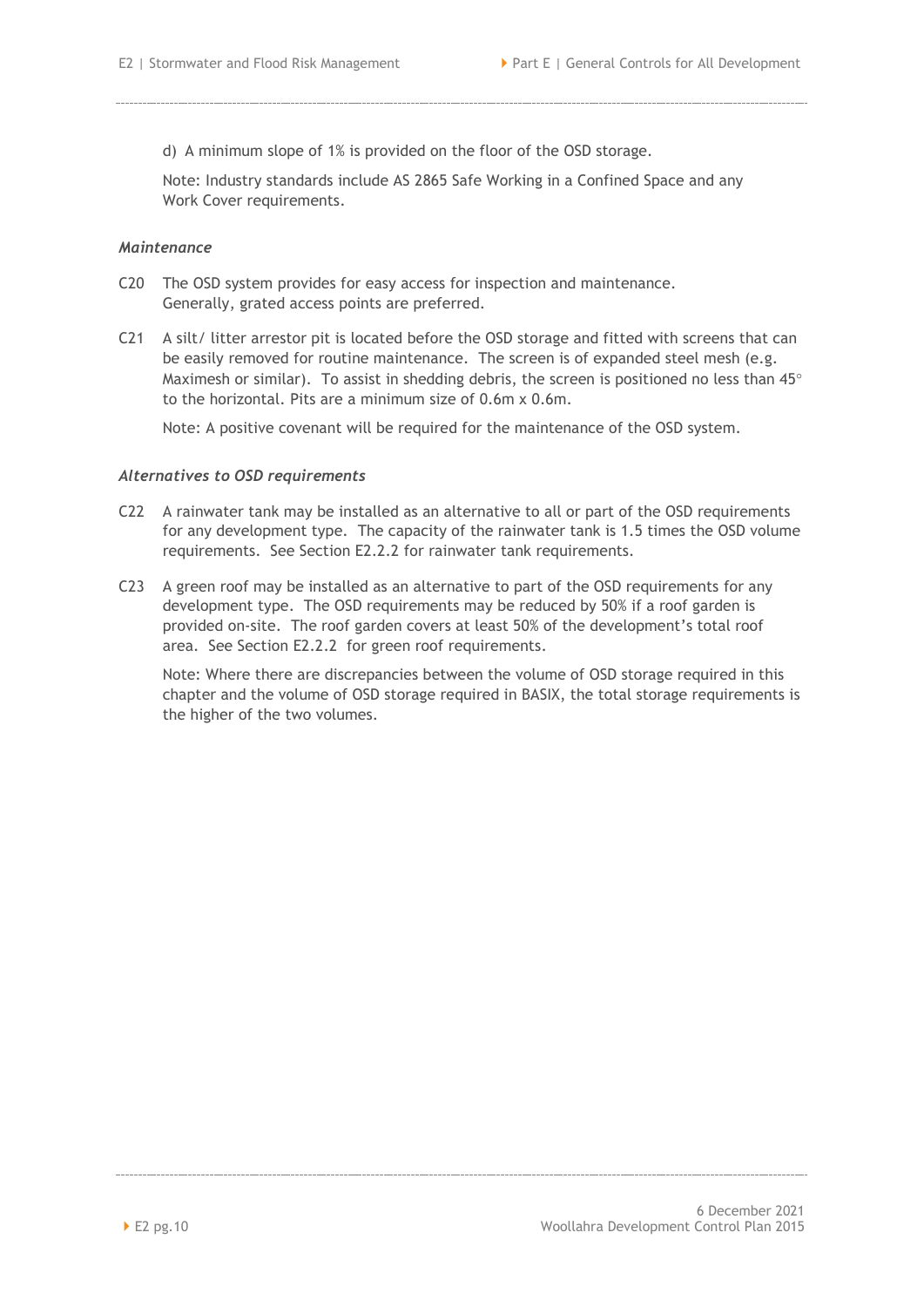d) A minimum slope of 1% is provided on the floor of the OSD storage.

Note: Industry standards include AS 2865 Safe Working in a Confined Space and any Work Cover requirements.

### *Maintenance*

C20 The OSD system provides for easy access for inspection and maintenance. Generally, grated access points are preferred.

C21 A silt/ litter arrestor pit is located before the OSD storage and fitted with screens that can be easily removed for routine maintenance. The screen is of expanded steel mesh (e.g. Maximesh or similar). To assist in shedding debris, the screen is positioned no less than 45° to the horizontal. Pits are a minimum size of 0.6m x 0.6m.

Note: A positive covenant will be required for the maintenance of the OSD system.

### *Alternatives to OSD requirements*

C22 A rainwater tank may be installed as an alternative to all or part of the OSD requirements for any development type. The capacity of the rainwater tank is 1.5 times the OSD volume requirements. See Section E2.2.2 for rainwater tank requirements.

C23 A green roof may be installed as an alternative to part of the OSD requirements for any development type. The OSD requirements may be reduced by 50% if a roof garden is provided on-site. The roof garden covers at least 50% of the development's total roof area. See Section E2.2.2 for green roof requirements.

Note: Where there are discrepancies between the volume of OSD storage required in this chapter and the volume of OSD storage required in BASIX, the total storage requirements is the higher of the two volumes.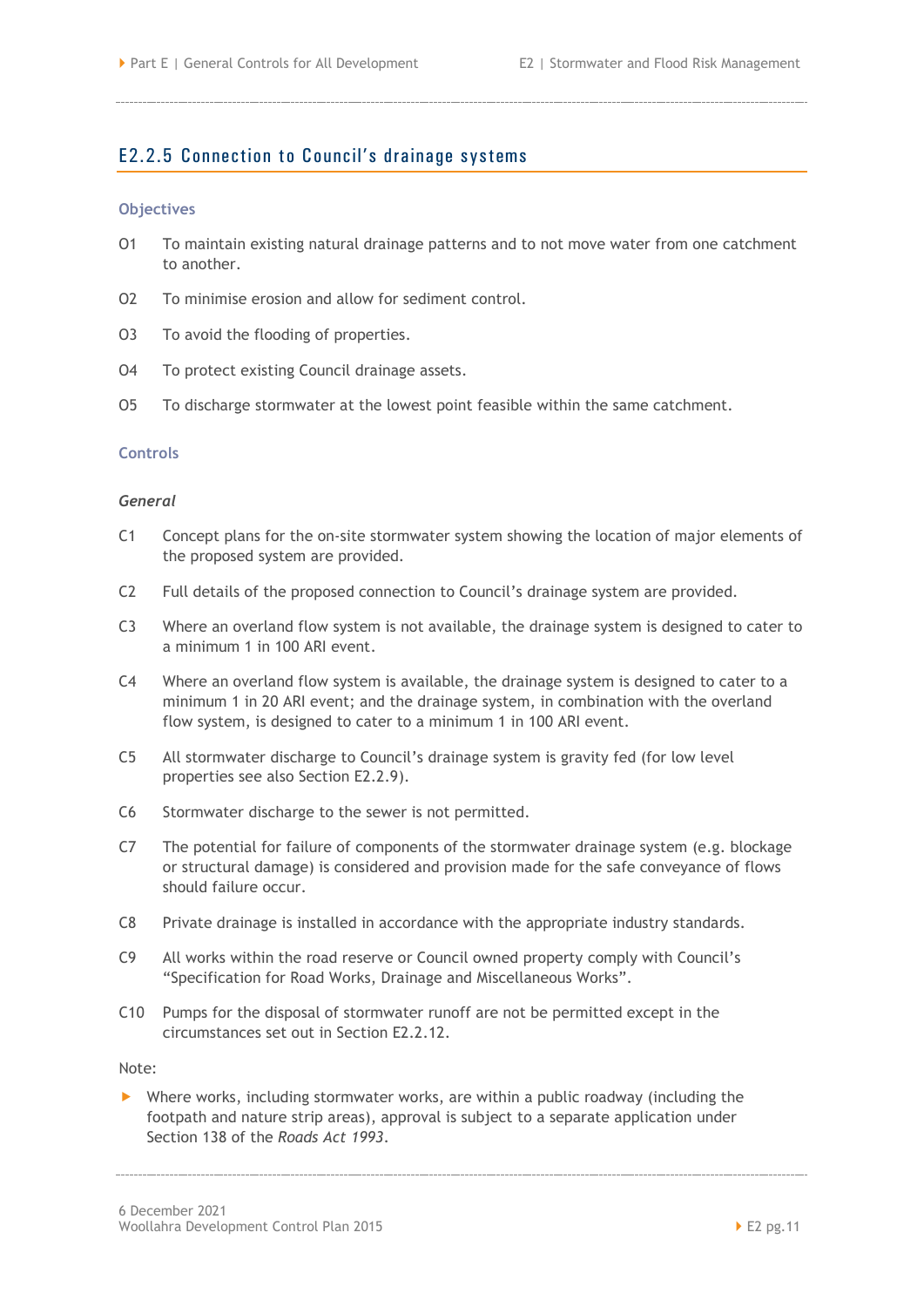## E2.2.5 Connection to Council's drainage systems

### Objectives

O1 To maintain existing natural drainage patterns and to not move water from one catchment to another.

O2 To minimise erosion and allow for sediment control.

O3 To avoid the flooding of properties.

O4 To protect existing Council drainage assets.

O5 To discharge stormwater at the lowest point feasible within the same catchment.

### Controls

*General*

C1 Concept plans for the on-site stormwater system showing the location of major elements of the proposed system are provided.

C2 Full details of the proposed connection to Council's drainage system are provided.

C3 Where an overland flow system is not available, the drainage system is designed to cater to a minimum 1 in 100 ARI event.

C4 Where an overland flow system is available, the drainage system is designed to cater to a minimum 1 in 20 ARI event; and the drainage system, in combination with the overland flow system, is designed to cater to a minimum 1 in 100 ARI event.

C5 All stormwater discharge to Council's drainage system is gravity fed (for low level properties see also Section E2.2.9).

C6 Stormwater discharge to the sewer is not permitted.

C7 The potential for failure of components of the stormwater drainage system (e.g. blockage or structural damage) is considered and provision made for the safe conveyance of flows should failure occur.

C8 Private drainage is installed in accordance with the appropriate industry standards.

C9 All works within the road reserve or Council owned property comply with Council's "Specification for Road Works, Drainage and Miscellaneous Works".

C10 Pumps for the disposal of stormwater runoff are not be permitted except in the circumstances set out in Section E2.2.12.

Note:

- Where works, including stormwater works, are within a public roadway (including the footpath and nature strip areas), approval is subject to a separate application under Section 138 of the *Roads Act 1993*.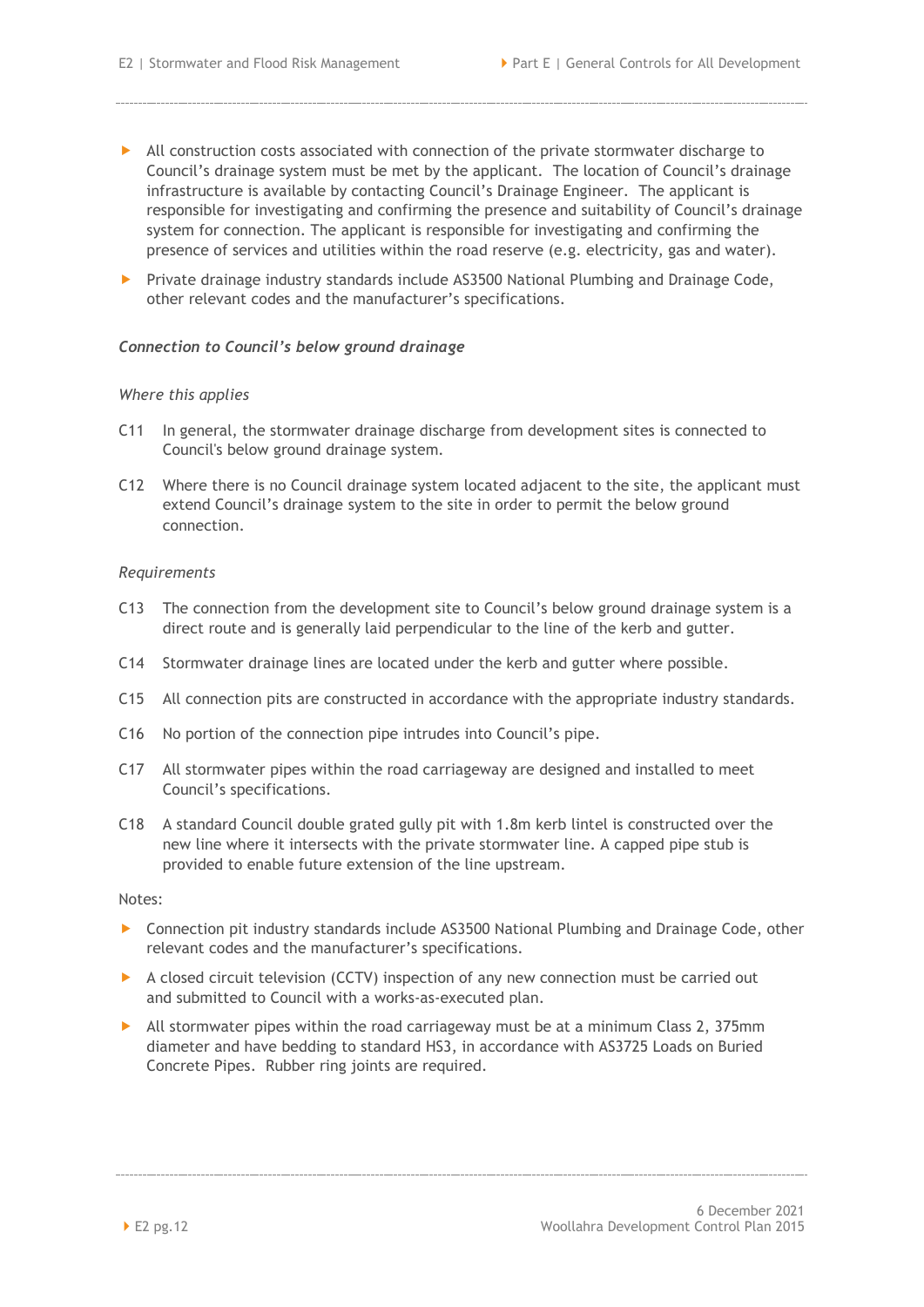- All construction costs associated with connection of the private stormwater discharge to Council's drainage system must be met by the applicant. The location of Council's drainage infrastructure is available by contacting Council's Drainage Engineer. The applicant is responsible for investigating and confirming the presence and suitability of Council's drainage system for connection. The applicant is responsible for investigating and confirming the presence of services and utilities within the road reserve (e.g. electricity, gas and water).
- Private drainage industry standards include AS3500 National Plumbing and Drainage Code, other relevant codes and the manufacturer's specifications.

***Connection to Council's below ground drainage***

*Where this applies*

C11 In general, the stormwater drainage discharge from development sites is connected to Council's below ground drainage system.

C12 Where there is no Council drainage system located adjacent to the site, the applicant must extend Council's drainage system to the site in order to permit the below ground connection.

*Requirements*

C13 The connection from the development site to Council's below ground drainage system is a direct route and is generally laid perpendicular to the line of the kerb and gutter.

C14 Stormwater drainage lines are located under the kerb and gutter where possible.

C15 All connection pits are constructed in accordance with the appropriate industry standards.

C16 No portion of the connection pipe intrudes into Council's pipe.

C17 All stormwater pipes within the road carriageway are designed and installed to meet Council's specifications.

C18 A standard Council double grated gully pit with 1.8m kerb lintel is constructed over the new line where it intersects with the private stormwater line. A capped pipe stub is provided to enable future extension of the line upstream.

Notes:

- Connection pit industry standards include AS3500 National Plumbing and Drainage Code, other relevant codes and the manufacturer's specifications.
- A closed circuit television (CCTV) inspection of any new connection must be carried out and submitted to Council with a works-as-executed plan.
- All stormwater pipes within the road carriageway must be at a minimum Class 2, 375mm diameter and have bedding to standard HS3, in accordance with AS3725 Loads on Buried Concrete Pipes. Rubber ring joints are required.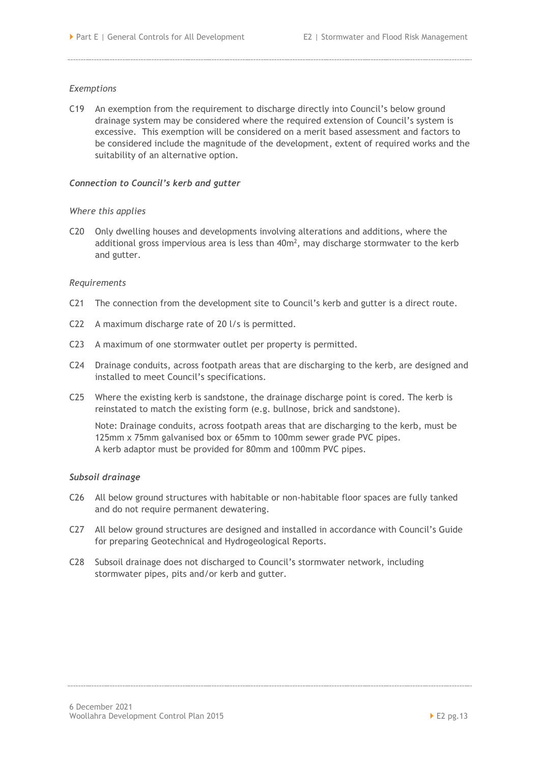*Exemptions*

C19 An exemption from the requirement to discharge directly into Council's below ground drainage system may be considered where the required extension of Council's system is excessive. This exemption will be considered on a merit based assessment and factors to be considered include the magnitude of the development, extent of required works and the suitability of an alternative option.

***Connection to Council's kerb and gutter***

*Where this applies*

C20 Only dwelling houses and developments involving alterations and additions, where the additional gross impervious area is less than $40m^2$, may discharge stormwater to the kerb and gutter.

*Requirements*

C21 The connection from the development site to Council's kerb and gutter is a direct route.

C22 A maximum discharge rate of 20 l/s is permitted.

C23 A maximum of one stormwater outlet per property is permitted.

C24 Drainage conduits, across footpath areas that are discharging to the kerb, are designed and installed to meet Council's specifications.

C25 Where the existing kerb is sandstone, the drainage discharge point is cored. The kerb is reinstated to match the existing form (e.g. bullnose, brick and sandstone).

Note: Drainage conduits, across footpath areas that are discharging to the kerb, must be 125mm x 75mm galvanised box or 65mm to 100mm sewer grade PVC pipes.
A kerb adaptor must be provided for 80mm and 100mm PVC pipes.

***Subsoil drainage***

C26 All below ground structures with habitable or non-habitable floor spaces are fully tanked and do not require permanent dewatering.

C27 All below ground structures are designed and installed in accordance with Council's Guide for preparing Geotechnical and Hydrogeological Reports.

C28 Subsoil drainage does not discharged to Council's stormwater network, including stormwater pipes, pits and/or kerb and gutter.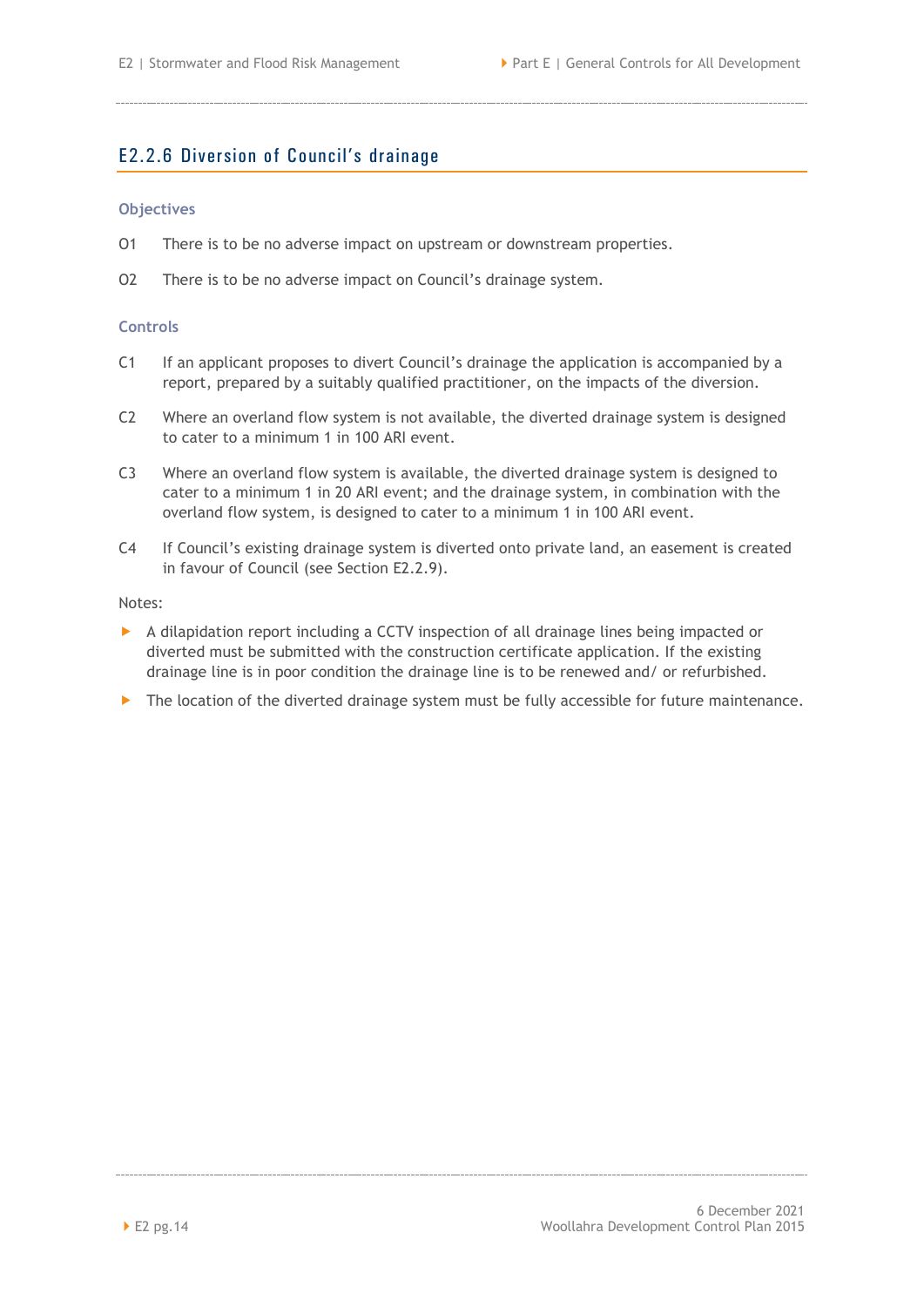## E2.2.6 Diversion of Council's drainage

### Objectives

O1 There is to be no adverse impact on upstream or downstream properties.

O2 There is to be no adverse impact on Council's drainage system.

### Controls

C1 If an applicant proposes to divert Council's drainage the application is accompanied by a report, prepared by a suitably qualified practitioner, on the impacts of the diversion.

C2 Where an overland flow system is not available, the diverted drainage system is designed to cater to a minimum 1 in 100 ARI event.

C3 Where an overland flow system is available, the diverted drainage system is designed to cater to a minimum 1 in 20 ARI event; and the drainage system, in combination with the overland flow system, is designed to cater to a minimum 1 in 100 ARI event.

C4 If Council's existing drainage system is diverted onto private land, an easement is created in favour of Council (see Section E2.2.9).

Notes:

- A dilapidation report including a CCTV inspection of all drainage lines being impacted or diverted must be submitted with the construction certificate application. If the existing drainage line is in poor condition the drainage line is to be renewed and/ or refurbished.
- The location of the diverted drainage system must be fully accessible for future maintenance.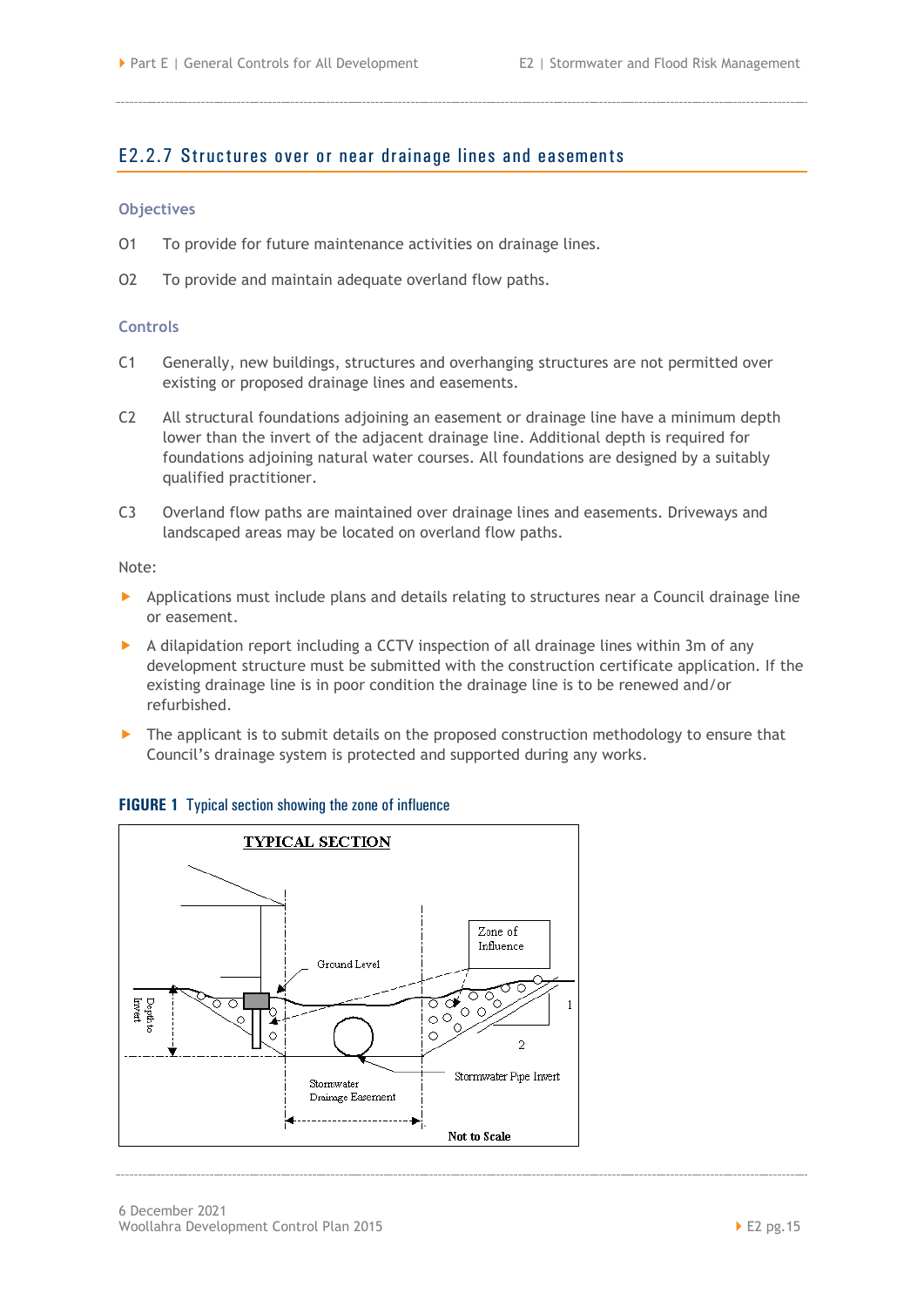## E2.2.7 Structures over or near drainage lines and easements

### Objectives

O1 To provide for future maintenance activities on drainage lines.

O2 To provide and maintain adequate overland flow paths.

### Controls

C1 Generally, new buildings, structures and overhanging structures are not permitted over existing or proposed drainage lines and easements.

C2 All structural foundations adjoining an easement or drainage line have a minimum depth lower than the invert of the adjacent drainage line. Additional depth is required for foundations adjoining natural water courses. All foundations are designed by a suitably qualified practitioner.

C3 Overland flow paths are maintained over drainage lines and easements. Driveways and landscaped areas may be located on overland flow paths.

Note:

- Applications must include plans and details relating to structures near a Council drainage line or easement.
- A dilapidation report including a CCTV inspection of all drainage lines within 3m of any development structure must be submitted with the construction certificate application. If the existing drainage line is in poor condition the drainage line is to be renewed and/or refurbished.
- The applicant is to submit details on the proposed construction methodology to ensure that Council's drainage system is protected and supported during any works.

**FIGURE 1** Typical section showing the zone of influence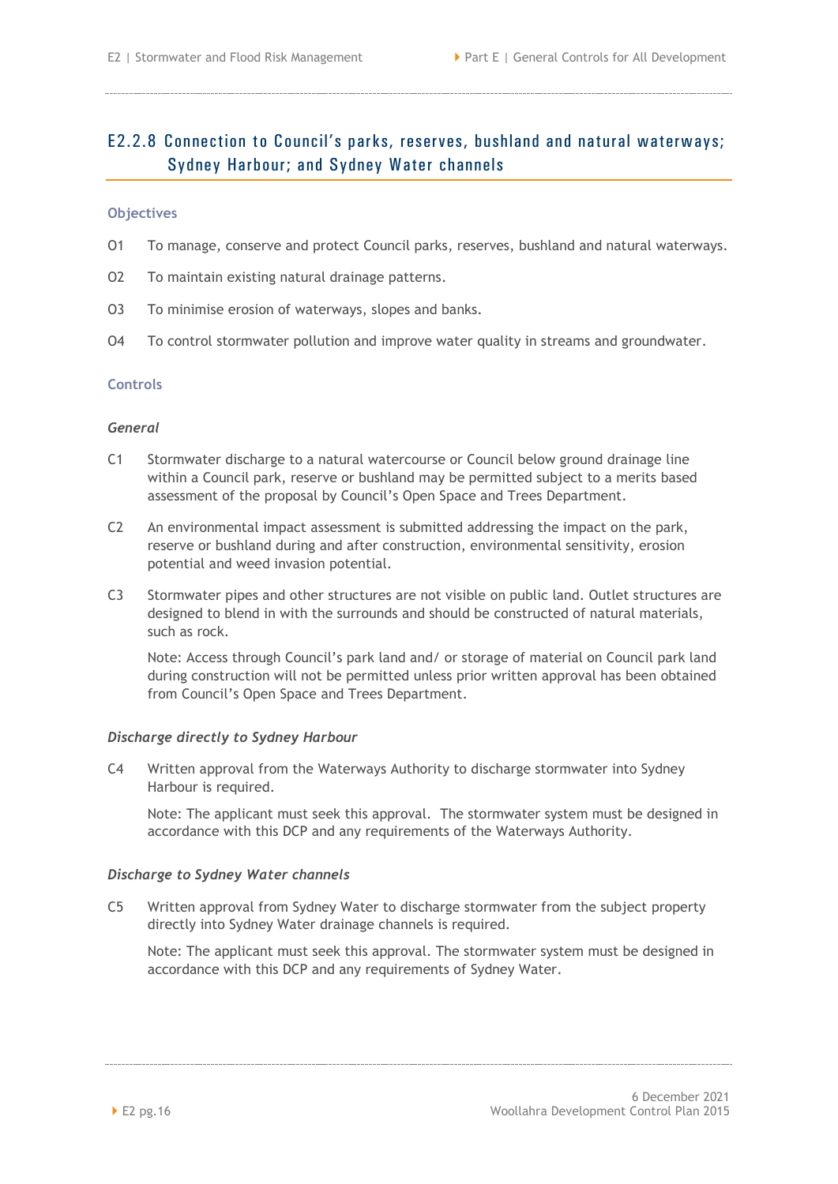## E2.2.8 Connection to Council's parks, reserves, bushland and natural waterways; Sydney Harbour; and Sydney Water channels

### Objectives

O1 To manage, conserve and protect Council parks, reserves, bushland and natural waterways.

O2 To maintain existing natural drainage patterns.

O3 To minimise erosion of waterways, slopes and banks.

O4 To control stormwater pollution and improve water quality in streams and groundwater.

### Controls

*General*

C1 Stormwater discharge to a natural watercourse or Council below ground drainage line within a Council park, reserve or bushland may be permitted subject to a merits based assessment of the proposal by Council's Open Space and Trees Department.

C2 An environmental impact assessment is submitted addressing the impact on the park, reserve or bushland during and after construction, environmental sensitivity, erosion potential and weed invasion potential.

C3 Stormwater pipes and other structures are not visible on public land. Outlet structures are designed to blend in with the surrounds and should be constructed of natural materials, such as rock.

Note: Access through Council's park land and/ or storage of material on Council park land during construction will not be permitted unless prior written approval has been obtained from Council's Open Space and Trees Department.

*Discharge directly to Sydney Harbour*

C4 Written approval from the Waterways Authority to discharge stormwater into Sydney Harbour is required.

Note: The applicant must seek this approval. The stormwater system must be designed in accordance with this DCP and any requirements of the Waterways Authority.

*Discharge to Sydney Water channels*

C5 Written approval from Sydney Water to discharge stormwater from the subject property directly into Sydney Water drainage channels is required.

Note: The applicant must seek this approval. The stormwater system must be designed in accordance with this DCP and any requirements of Sydney Water.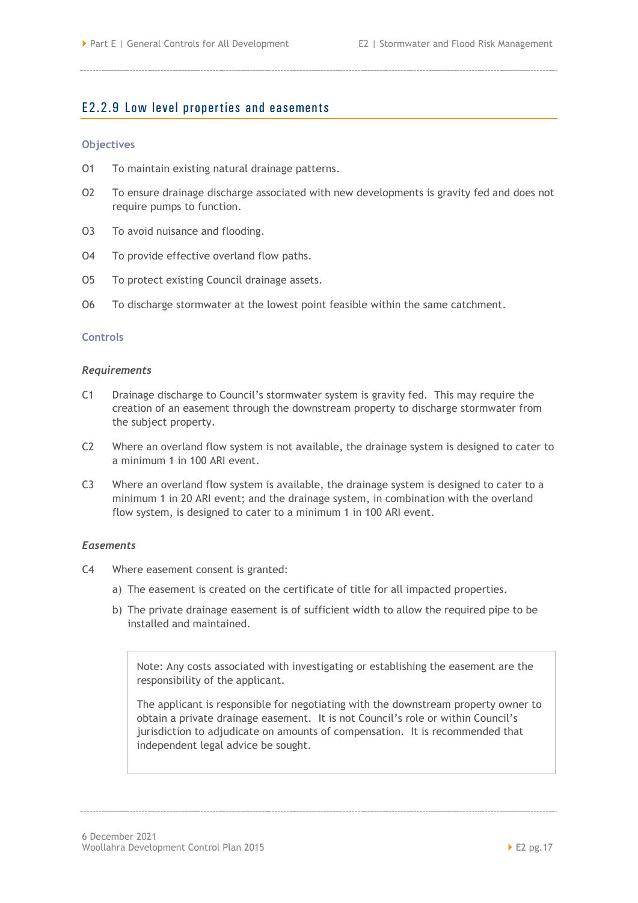## E2.2.9 Low level properties and easements

### Objectives

O1 To maintain existing natural drainage patterns.

O2 To ensure drainage discharge associated with new developments is gravity fed and does not require pumps to function.

O3 To avoid nuisance and flooding.

O4 To provide effective overland flow paths.

O5 To protect existing Council drainage assets.

O6 To discharge stormwater at the lowest point feasible within the same catchment.

### Controls

#### *Requirements*

C1 Drainage discharge to Council's stormwater system is gravity fed. This may require the creation of an easement through the downstream property to discharge stormwater from the subject property.

C2 Where an overland flow system is not available, the drainage system is designed to cater to a minimum 1 in 100 ARI event.

C3 Where an overland flow system is available, the drainage system is designed to cater to a minimum 1 in 20 ARI event; and the drainage system, in combination with the overland flow system, is designed to cater to a minimum 1 in 100 ARI event.

#### *Easements*

C4 Where easement consent is granted:

a) The easement is created on the certificate of title for all impacted properties.

b) The private drainage easement is of sufficient width to allow the required pipe to be installed and maintained.

> Note: Any costs associated with investigating or establishing the easement are the responsibility of the applicant.
>
> The applicant is responsible for negotiating with the downstream property owner to obtain a private drainage easement. It is not Council's role or within Council's jurisdiction to adjudicate on amounts of compensation. It is recommended that independent legal advice be sought.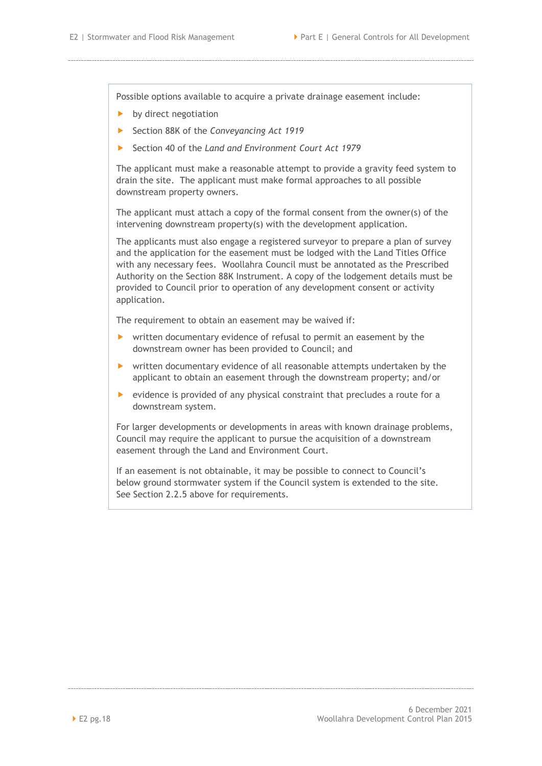Possible options available to acquire a private drainage easement include:

- by direct negotiation
- Section 88K of the *Conveyancing Act 1919*
- Section 40 of the *Land and Environment Court Act 1979*

The applicant must make a reasonable attempt to provide a gravity feed system to drain the site. The applicant must make formal approaches to all possible downstream property owners.

The applicant must attach a copy of the formal consent from the owner(s) of the intervening downstream property(s) with the development application.

The applicants must also engage a registered surveyor to prepare a plan of survey and the application for the easement must be lodged with the Land Titles Office with any necessary fees. Woollahra Council must be annotated as the Prescribed Authority on the Section 88K Instrument. A copy of the lodgement details must be provided to Council prior to operation of any development consent or activity application.

The requirement to obtain an easement may be waived if:

- written documentary evidence of refusal to permit an easement by the downstream owner has been provided to Council; and
- written documentary evidence of all reasonable attempts undertaken by the applicant to obtain an easement through the downstream property; and/or
- evidence is provided of any physical constraint that precludes a route for a downstream system.

For larger developments or developments in areas with known drainage problems, Council may require the applicant to pursue the acquisition of a downstream easement through the Land and Environment Court.

If an easement is not obtainable, it may be possible to connect to Council's below ground stormwater system if the Council system is extended to the site. See Section 2.2.5 above for requirements.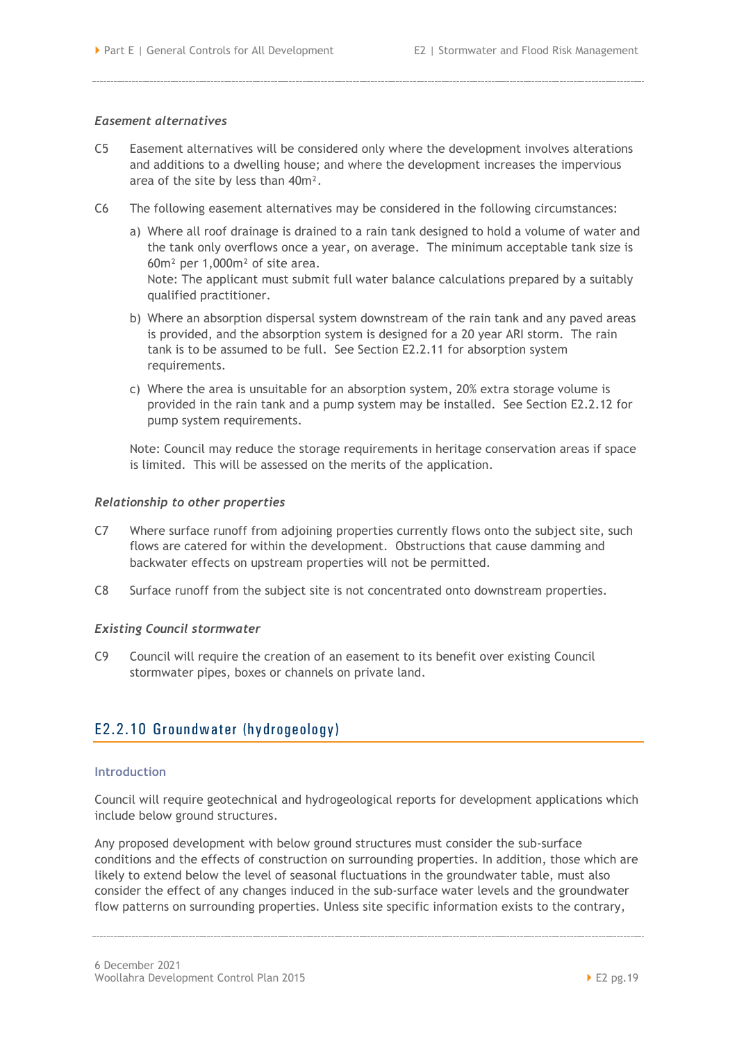*Easement alternatives*

C5 Easement alternatives will be considered only where the development involves alterations and additions to a dwelling house; and where the development increases the impervious area of the site by less than $40m^2$.

C6 The following easement alternatives may be considered in the following circumstances:

a) Where all roof drainage is drained to a rain tank designed to hold a volume of water and the tank only overflows once a year, on average. The minimum acceptable tank size is $60m^2$ per $1,000m^2$ of site area.
Note: The applicant must submit full water balance calculations prepared by a suitably qualified practitioner.

b) Where an absorption dispersal system downstream of the rain tank and any paved areas is provided, and the absorption system is designed for a 20 year ARI storm. The rain tank is to be assumed to be full. See Section E2.2.11 for absorption system requirements.

c) Where the area is unsuitable for an absorption system, 20% extra storage volume is provided in the rain tank and a pump system may be installed. See Section E2.2.12 for pump system requirements.

Note: Council may reduce the storage requirements in heritage conservation areas if space is limited. This will be assessed on the merits of the application.

*Relationship to other properties*

C7 Where surface runoff from adjoining properties currently flows onto the subject site, such flows are catered for within the development. Obstructions that cause damming and backwater effects on upstream properties will not be permitted.

C8 Surface runoff from the subject site is not concentrated onto downstream properties.

*Existing Council stormwater*

C9 Council will require the creation of an easement to its benefit over existing Council stormwater pipes, boxes or channels on private land.

## E2.2.10 Groundwater (hydrogeology)

### Introduction

Council will require geotechnical and hydrogeological reports for development applications which include below ground structures.

Any proposed development with below ground structures must consider the sub-surface conditions and the effects of construction on surrounding properties. In addition, those which are likely to extend below the level of seasonal fluctuations in the groundwater table, must also consider the effect of any changes induced in the sub-surface water levels and the groundwater flow patterns on surrounding properties. Unless site specific information exists to the contrary,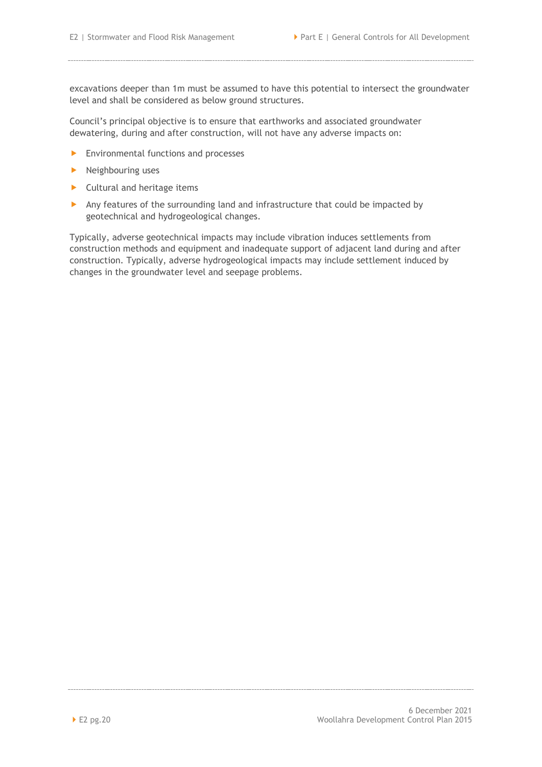excavations deeper than 1m must be assumed to have this potential to intersect the groundwater level and shall be considered as below ground structures.

Council's principal objective is to ensure that earthworks and associated groundwater dewatering, during and after construction, will not have any adverse impacts on:

- Environmental functions and processes
- Neighbouring uses
- Cultural and heritage items
- Any features of the surrounding land and infrastructure that could be impacted by geotechnical and hydrogeological changes.

Typically, adverse geotechnical impacts may include vibration induces settlements from construction methods and equipment and inadequate support of adjacent land during and after construction. Typically, adverse hydrogeological impacts may include settlement induced by changes in the groundwater level and seepage problems.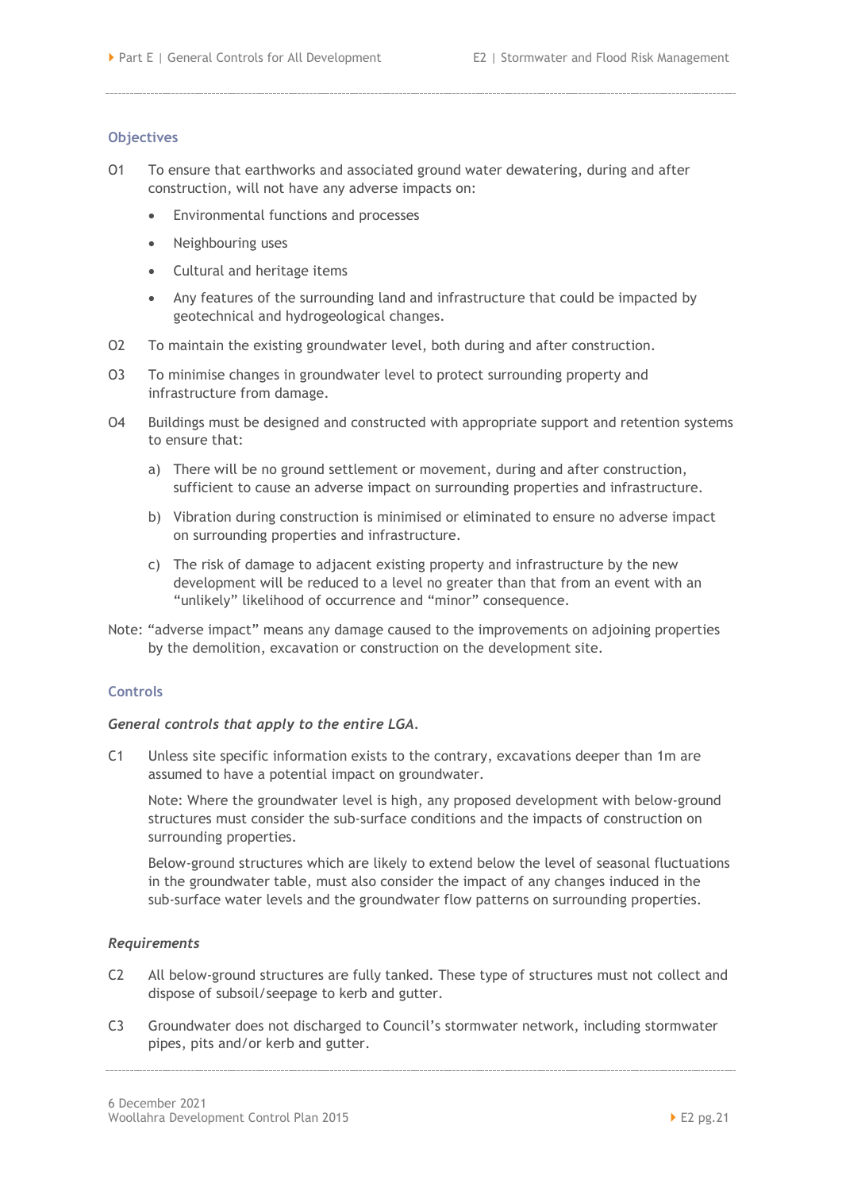### Objectives

O1 To ensure that earthworks and associated ground water dewatering, during and after construction, will not have any adverse impacts on:

- Environmental functions and processes
- Neighbouring uses
- Cultural and heritage items
- Any features of the surrounding land and infrastructure that could be impacted by geotechnical and hydrogeological changes.

O2 To maintain the existing groundwater level, both during and after construction.

O3 To minimise changes in groundwater level to protect surrounding property and infrastructure from damage.

O4 Buildings must be designed and constructed with appropriate support and retention systems to ensure that:

a) There will be no ground settlement or movement, during and after construction, sufficient to cause an adverse impact on surrounding properties and infrastructure.

b) Vibration during construction is minimised or eliminated to ensure no adverse impact on surrounding properties and infrastructure.

c) The risk of damage to adjacent existing property and infrastructure by the new development will be reduced to a level no greater than that from an event with an "unlikely" likelihood of occurrence and "minor" consequence.

Note: "adverse impact" means any damage caused to the improvements on adjoining properties by the demolition, excavation or construction on the development site.

### Controls

***General controls that apply to the entire LGA.***

C1 Unless site specific information exists to the contrary, excavations deeper than 1m are assumed to have a potential impact on groundwater.

Note: Where the groundwater level is high, any proposed development with below-ground structures must consider the sub-surface conditions and the impacts of construction on surrounding properties.

Below-ground structures which are likely to extend below the level of seasonal fluctuations in the groundwater table, must also consider the impact of any changes induced in the sub-surface water levels and the groundwater flow patterns on surrounding properties.

***Requirements***

C2 All below-ground structures are fully tanked. These type of structures must not collect and dispose of subsoil/seepage to kerb and gutter.

C3 Groundwater does not discharged to Council's stormwater network, including stormwater pipes, pits and/or kerb and gutter.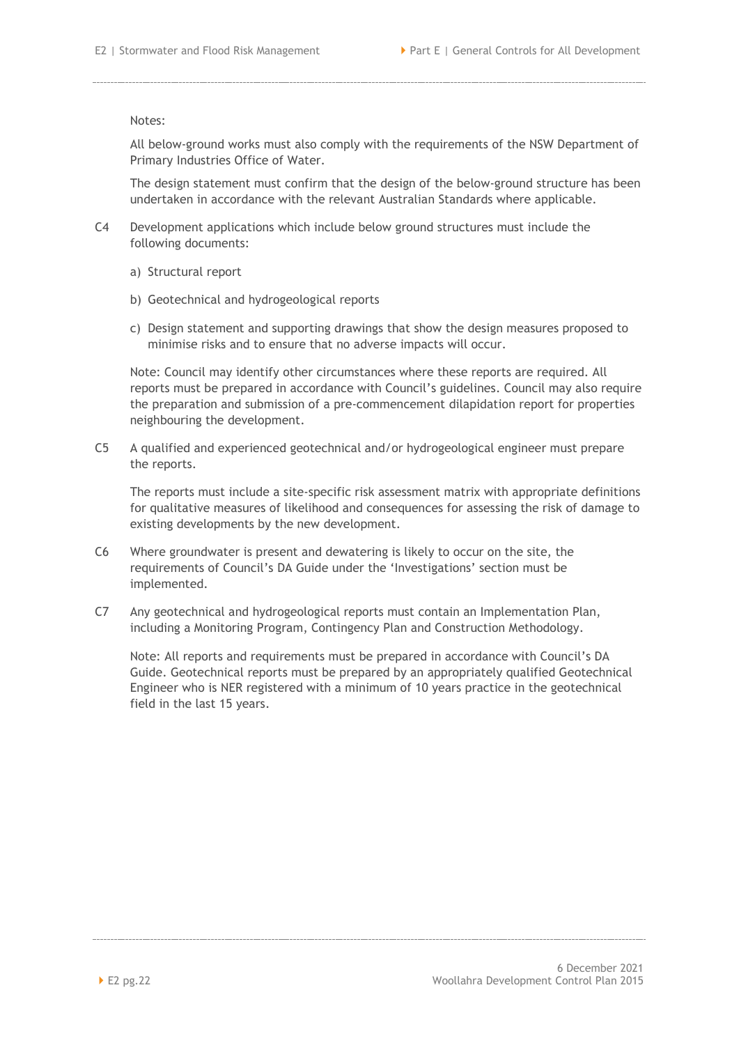Notes:

All below-ground works must also comply with the requirements of the NSW Department of Primary Industries Office of Water.

The design statement must confirm that the design of the below-ground structure has been undertaken in accordance with the relevant Australian Standards where applicable.

C4 Development applications which include below ground structures must include the following documents:

a) Structural report

b) Geotechnical and hydrogeological reports

c) Design statement and supporting drawings that show the design measures proposed to minimise risks and to ensure that no adverse impacts will occur.

Note: Council may identify other circumstances where these reports are required. All reports must be prepared in accordance with Council's guidelines. Council may also require the preparation and submission of a pre-commencement dilapidation report for properties neighbouring the development.

C5 A qualified and experienced geotechnical and/or hydrogeological engineer must prepare the reports.

The reports must include a site-specific risk assessment matrix with appropriate definitions for qualitative measures of likelihood and consequences for assessing the risk of damage to existing developments by the new development.

C6 Where groundwater is present and dewatering is likely to occur on the site, the requirements of Council's DA Guide under the 'Investigations' section must be implemented.

C7 Any geotechnical and hydrogeological reports must contain an Implementation Plan, including a Monitoring Program, Contingency Plan and Construction Methodology.

Note: All reports and requirements must be prepared in accordance with Council's DA Guide. Geotechnical reports must be prepared by an appropriately qualified Geotechnical Engineer who is NER registered with a minimum of 10 years practice in the geotechnical field in the last 15 years.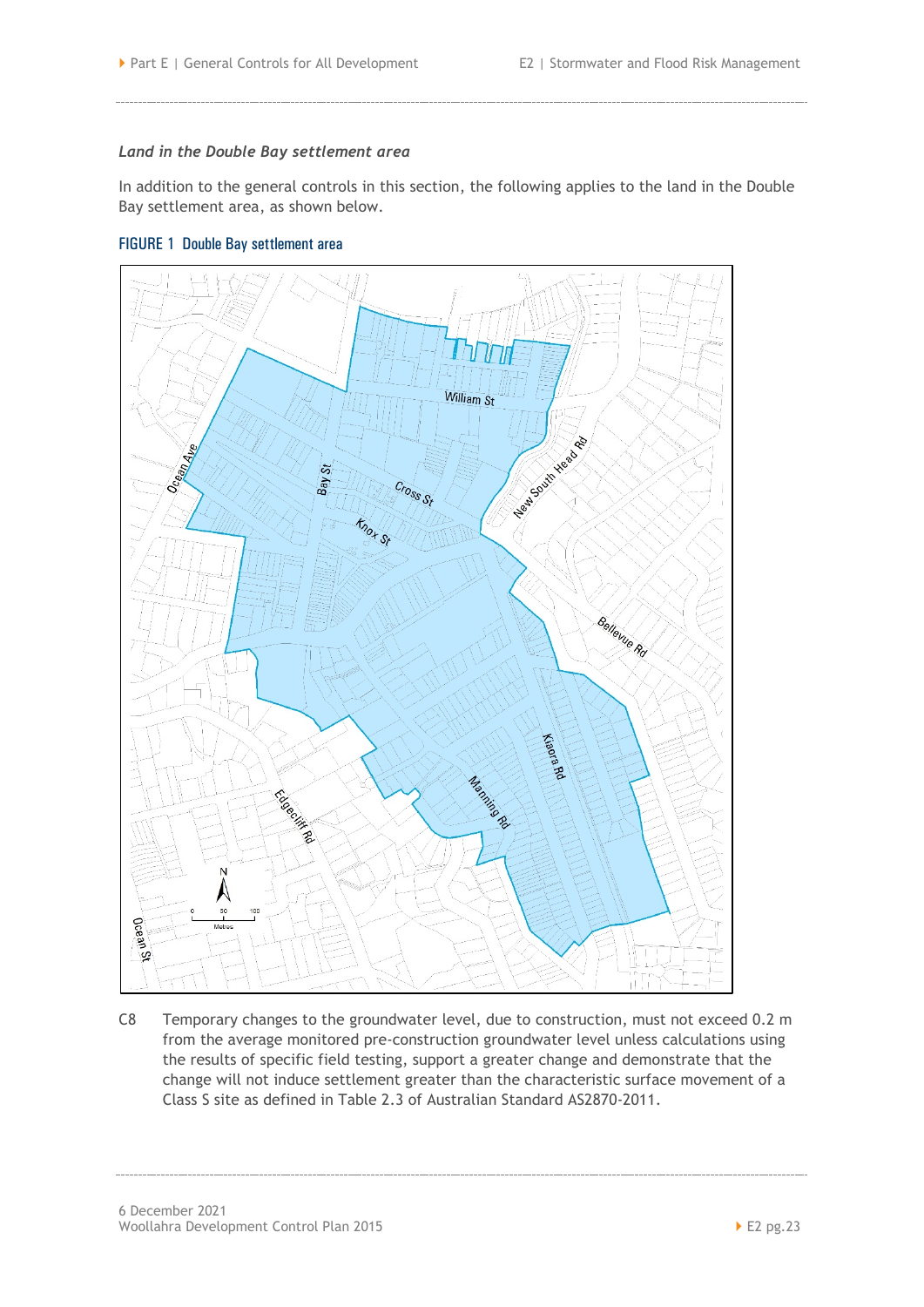*Land in the Double Bay settlement area*

In addition to the general controls in this section, the following applies to the land in the Double Bay settlement area, as shown below.

FIGURE 1 Double Bay settlement area

C8 Temporary changes to the groundwater level, due to construction, must not exceed 0.2 m from the average monitored pre-construction groundwater level unless calculations using the results of specific field testing, support a greater change and demonstrate that the change will not induce settlement greater than the characteristic surface movement of a Class S site as defined in Table 2.3 of Australian Standard AS2870-2011.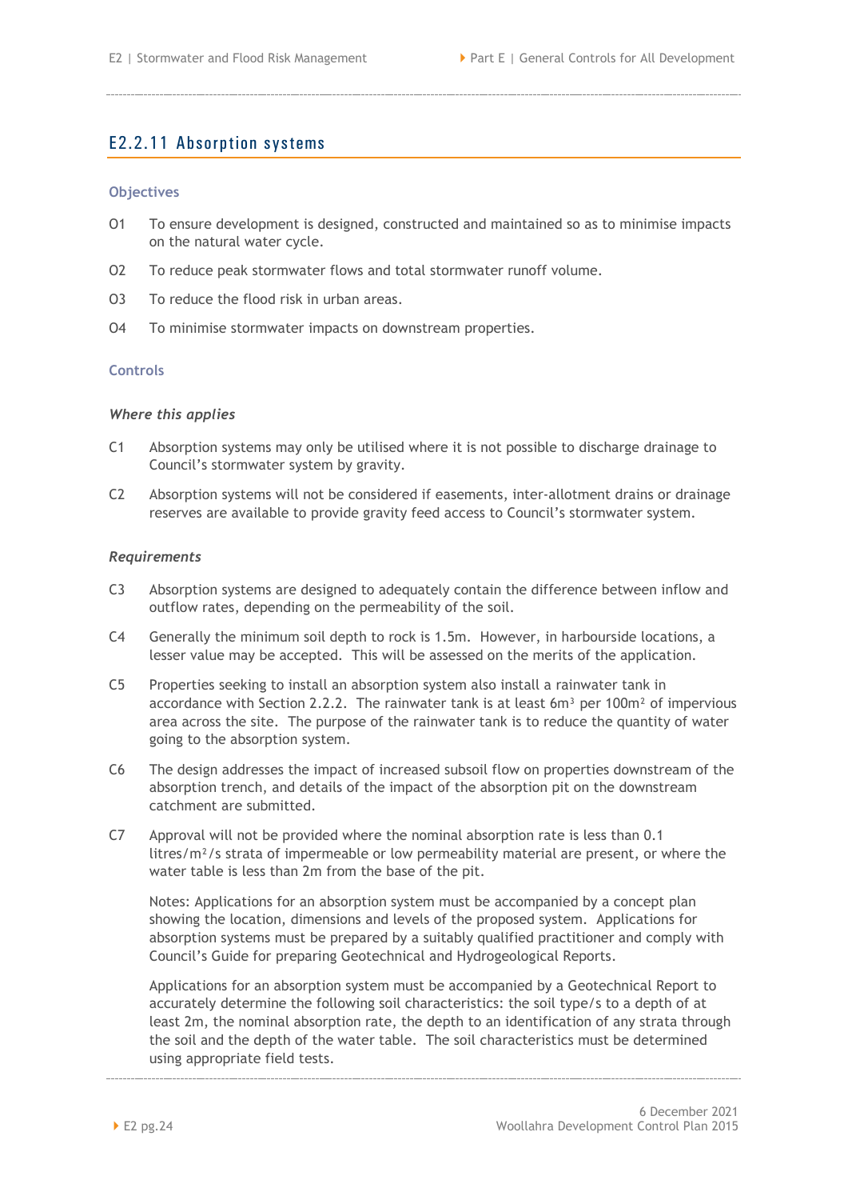## E2.2.11 Absorption systems

### Objectives

O1 To ensure development is designed, constructed and maintained so as to minimise impacts on the natural water cycle.

O2 To reduce peak stormwater flows and total stormwater runoff volume.

O3 To reduce the flood risk in urban areas.

O4 To minimise stormwater impacts on downstream properties.

### Controls

#### *Where this applies*

C1 Absorption systems may only be utilised where it is not possible to discharge drainage to Council's stormwater system by gravity.

C2 Absorption systems will not be considered if easements, inter-allotment drains or drainage reserves are available to provide gravity feed access to Council's stormwater system.

#### *Requirements*

C3 Absorption systems are designed to adequately contain the difference between inflow and outflow rates, depending on the permeability of the soil.

C4 Generally the minimum soil depth to rock is 1.5m. However, in harbourside locations, a lesser value may be accepted. This will be assessed on the merits of the application.

C5 Properties seeking to install an absorption system also install a rainwater tank in accordance with Section 2.2.2. The rainwater tank is at least $6m^3$ per $100m^2$ of impervious area across the site. The purpose of the rainwater tank is to reduce the quantity of water going to the absorption system.

C6 The design addresses the impact of increased subsoil flow on properties downstream of the absorption trench, and details of the impact of the absorption pit on the downstream catchment are submitted.

C7 Approval will not be provided where the nominal absorption rate is less than 0.1 litres/$m^2$/s strata of impermeable or low permeability material are present, or where the water table is less than 2m from the base of the pit.

Notes: Applications for an absorption system must be accompanied by a concept plan showing the location, dimensions and levels of the proposed system. Applications for absorption systems must be prepared by a suitably qualified practitioner and comply with Council's Guide for preparing Geotechnical and Hydrogeological Reports.

Applications for an absorption system must be accompanied by a Geotechnical Report to accurately determine the following soil characteristics: the soil type/s to a depth of at least 2m, the nominal absorption rate, the depth to an identification of any strata through the soil and the depth of the water table. The soil characteristics must be determined using appropriate field tests.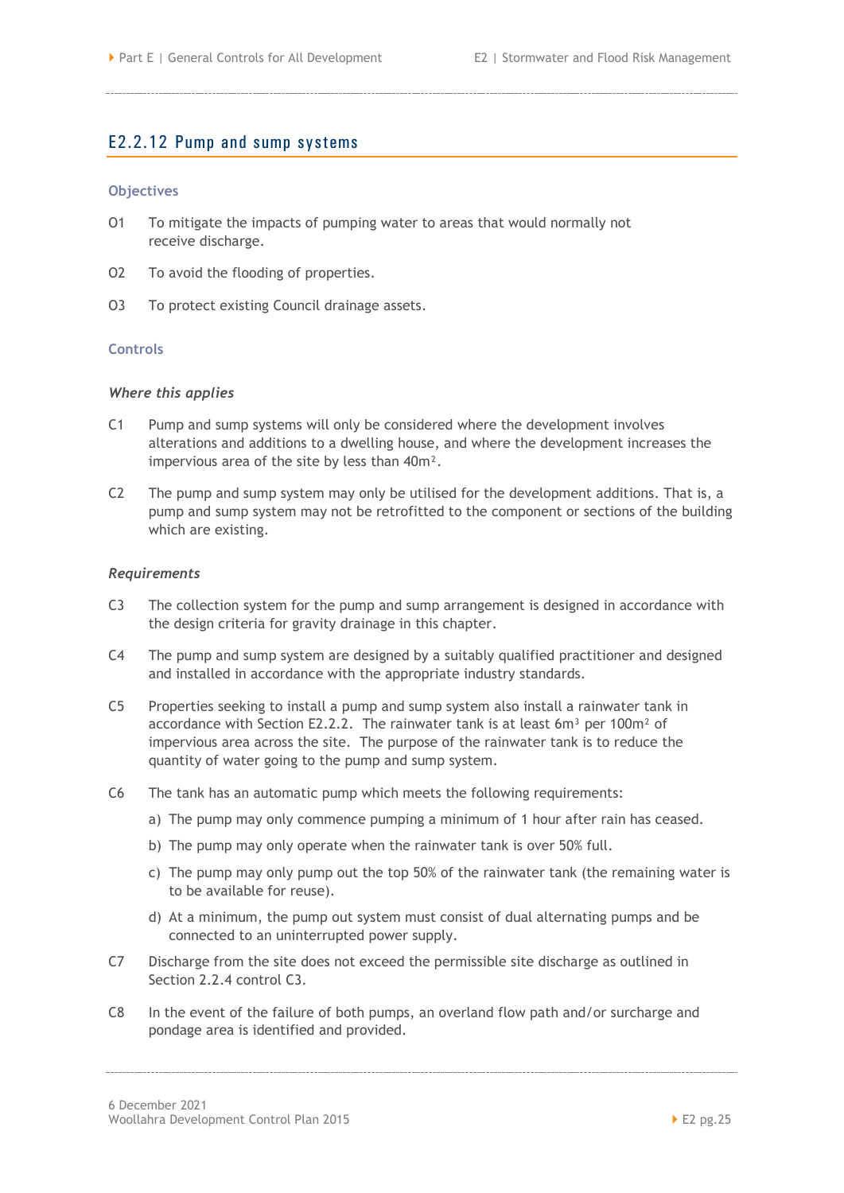## E2.2.12 Pump and sump systems

### Objectives

O1 To mitigate the impacts of pumping water to areas that would normally not receive discharge.

O2 To avoid the flooding of properties.

O3 To protect existing Council drainage assets.

### Controls

#### *Where this applies*

C1 Pump and sump systems will only be considered where the development involves alterations and additions to a dwelling house, and where the development increases the impervious area of the site by less than 40m².

C2 The pump and sump system may only be utilised for the development additions. That is, a pump and sump system may not be retrofitted to the component or sections of the building which are existing.

#### *Requirements*

C3 The collection system for the pump and sump arrangement is designed in accordance with the design criteria for gravity drainage in this chapter.

C4 The pump and sump system are designed by a suitably qualified practitioner and designed and installed in accordance with the appropriate industry standards.

C5 Properties seeking to install a pump and sump system also install a rainwater tank in accordance with Section E2.2.2. The rainwater tank is at least 6m³ per 100m² of impervious area across the site. The purpose of the rainwater tank is to reduce the quantity of water going to the pump and sump system.

C6 The tank has an automatic pump which meets the following requirements:

a) The pump may only commence pumping a minimum of 1 hour after rain has ceased.

b) The pump may only operate when the rainwater tank is over 50% full.

c) The pump may only pump out the top 50% of the rainwater tank (the remaining water is to be available for reuse).

d) At a minimum, the pump out system must consist of dual alternating pumps and be connected to an uninterrupted power supply.

C7 Discharge from the site does not exceed the permissible site discharge as outlined in Section 2.2.4 control C3.

C8 In the event of the failure of both pumps, an overland flow path and/or surcharge and pondage area is identified and provided.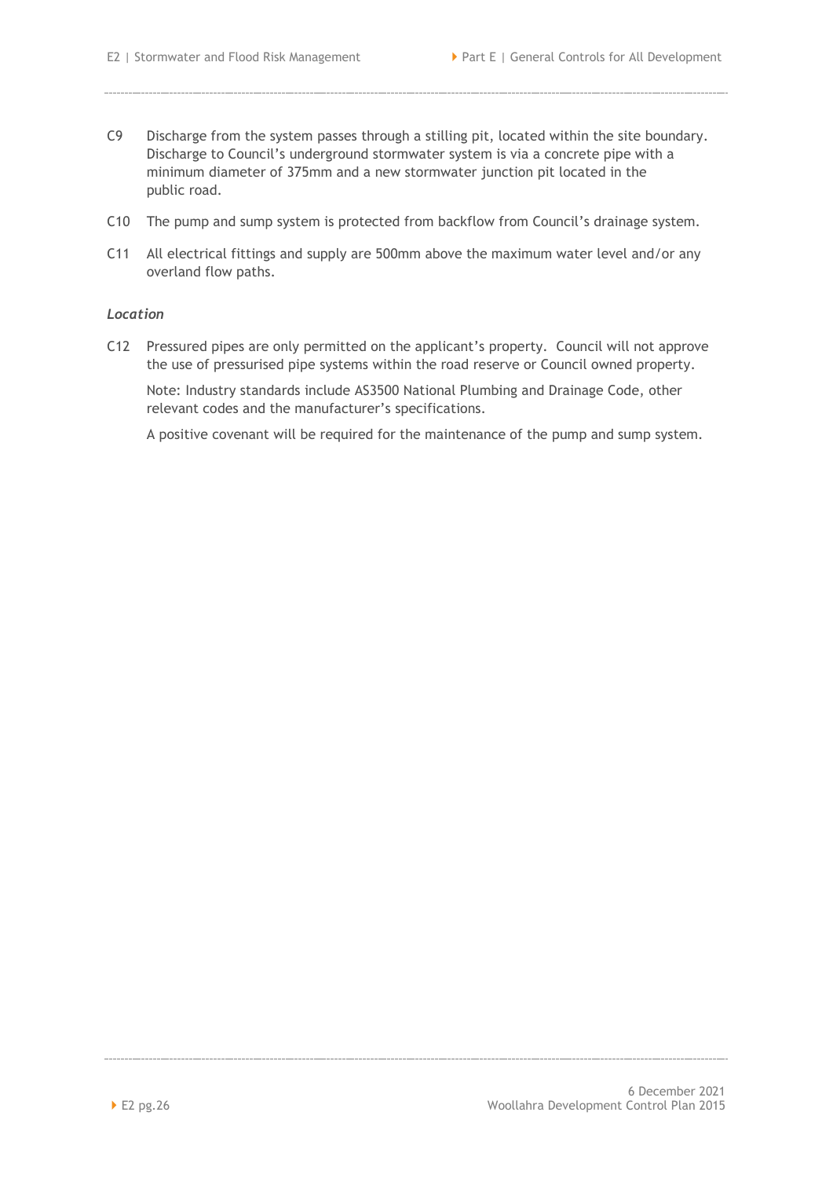C9 Discharge from the system passes through a stilling pit, located within the site boundary. Discharge to Council's underground stormwater system is via a concrete pipe with a minimum diameter of 375mm and a new stormwater junction pit located in the public road.

C10 The pump and sump system is protected from backflow from Council's drainage system.

C11 All electrical fittings and supply are 500mm above the maximum water level and/or any overland flow paths.

*Location*

C12 Pressured pipes are only permitted on the applicant's property. Council will not approve the use of pressurised pipe systems within the road reserve or Council owned property.

Note: Industry standards include AS3500 National Plumbing and Drainage Code, other relevant codes and the manufacturer's specifications.

A positive covenant will be required for the maintenance of the pump and sump system.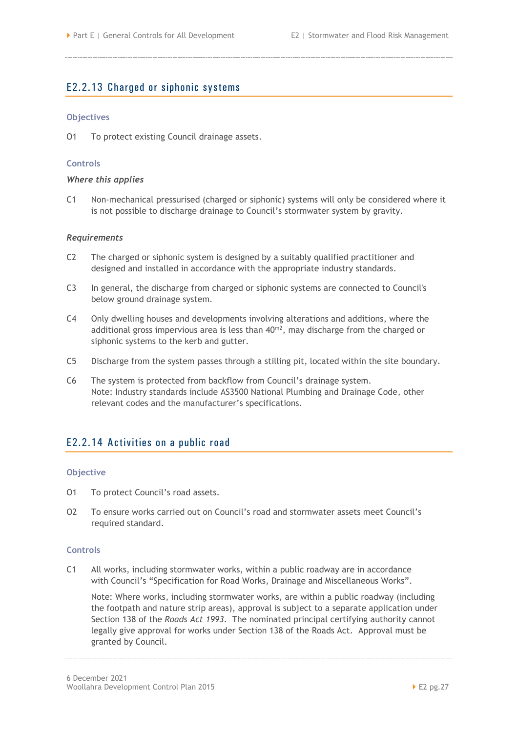## E2.2.13 Charged or siphonic systems

### Objectives

O1 To protect existing Council drainage assets.

### Controls

***Where this applies***

C1 Non-mechanical pressurised (charged or siphonic) systems will only be considered where it is not possible to discharge drainage to Council's stormwater system by gravity.

***Requirements***

C2 The charged or siphonic system is designed by a suitably qualified practitioner and designed and installed in accordance with the appropriate industry standards.

C3 In general, the discharge from charged or siphonic systems are connected to Council's below ground drainage system.

C4 Only dwelling houses and developments involving alterations and additions, where the additional gross impervious area is less than $40^{m2}$, may discharge from the charged or siphonic systems to the kerb and gutter.

C5 Discharge from the system passes through a stilling pit, located within the site boundary.

C6 The system is protected from backflow from Council's drainage system.
Note: Industry standards include AS3500 National Plumbing and Drainage Code, other relevant codes and the manufacturer's specifications.

## E2.2.14 Activities on a public road

### Objective

O1 To protect Council's road assets.

O2 To ensure works carried out on Council's road and stormwater assets meet Council's required standard.

### Controls

C1 All works, including stormwater works, within a public roadway are in accordance with Council's "Specification for Road Works, Drainage and Miscellaneous Works".

Note: Where works, including stormwater works, are within a public roadway (including the footpath and nature strip areas), approval is subject to a separate application under Section 138 of the *Roads Act 1993*. The nominated principal certifying authority cannot legally give approval for works under Section 138 of the Roads Act. Approval must be granted by Council.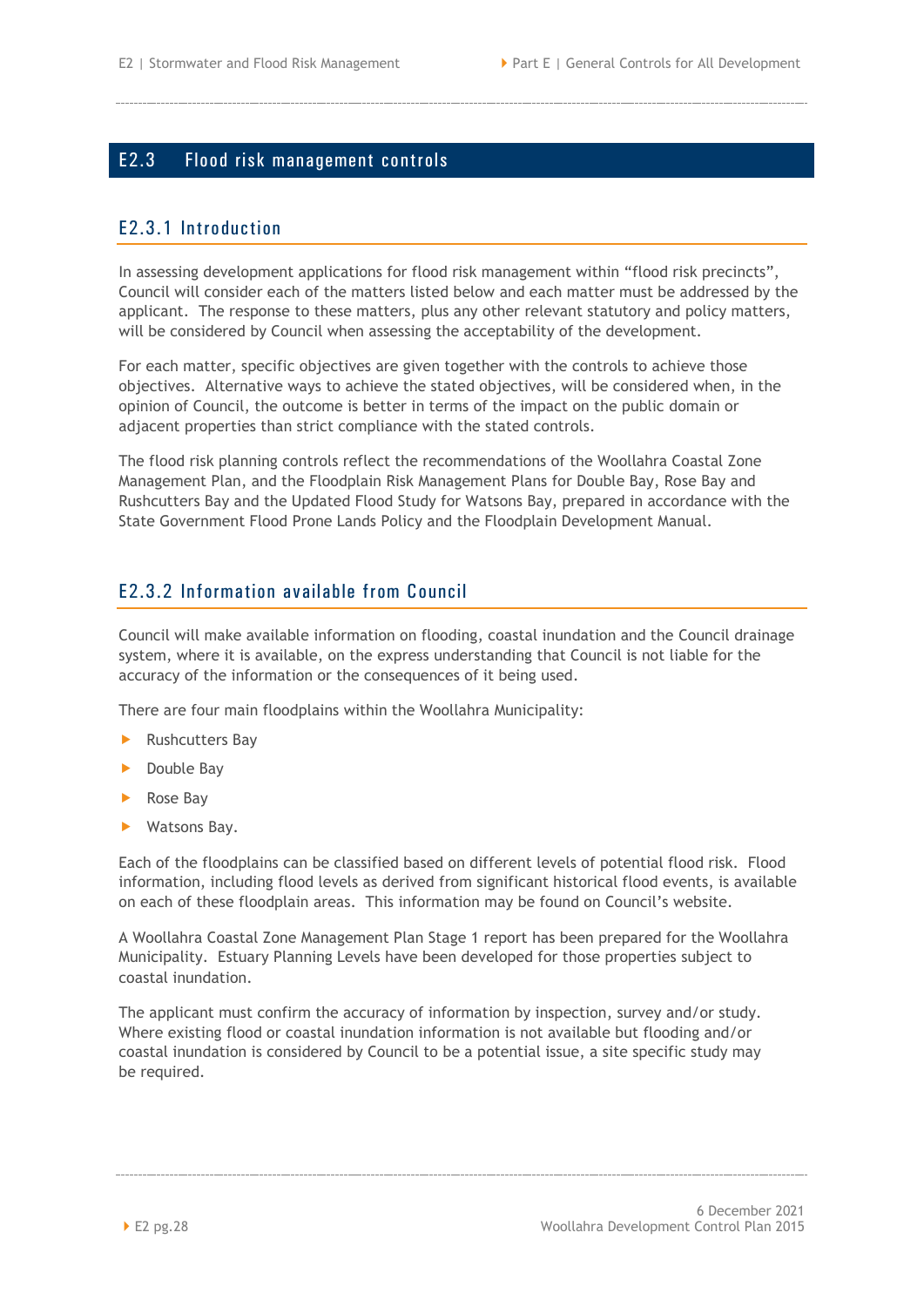## E2.3 Flood risk management controls

### E2.3.1 Introduction

In assessing development applications for flood risk management within "flood risk precincts", Council will consider each of the matters listed below and each matter must be addressed by the applicant. The response to these matters, plus any other relevant statutory and policy matters, will be considered by Council when assessing the acceptability of the development.

For each matter, specific objectives are given together with the controls to achieve those objectives. Alternative ways to achieve the stated objectives, will be considered when, in the opinion of Council, the outcome is better in terms of the impact on the public domain or adjacent properties than strict compliance with the stated controls.

The flood risk planning controls reflect the recommendations of the Woollahra Coastal Zone Management Plan, and the Floodplain Risk Management Plans for Double Bay, Rose Bay and Rushcutters Bay and the Updated Flood Study for Watsons Bay, prepared in accordance with the State Government Flood Prone Lands Policy and the Floodplain Development Manual.

### E2.3.2 Information available from Council

Council will make available information on flooding, coastal inundation and the Council drainage system, where it is available, on the express understanding that Council is not liable for the accuracy of the information or the consequences of it being used.

There are four main floodplains within the Woollahra Municipality:

- Rushcutters Bay
- Double Bay
- Rose Bay
- Watsons Bay.

Each of the floodplains can be classified based on different levels of potential flood risk. Flood information, including flood levels as derived from significant historical flood events, is available on each of these floodplain areas. This information may be found on Council's website.

A Woollahra Coastal Zone Management Plan Stage 1 report has been prepared for the Woollahra Municipality. Estuary Planning Levels have been developed for those properties subject to coastal inundation.

The applicant must confirm the accuracy of information by inspection, survey and/or study. Where existing flood or coastal inundation information is not available but flooding and/or coastal inundation is considered by Council to be a potential issue, a site specific study may be required.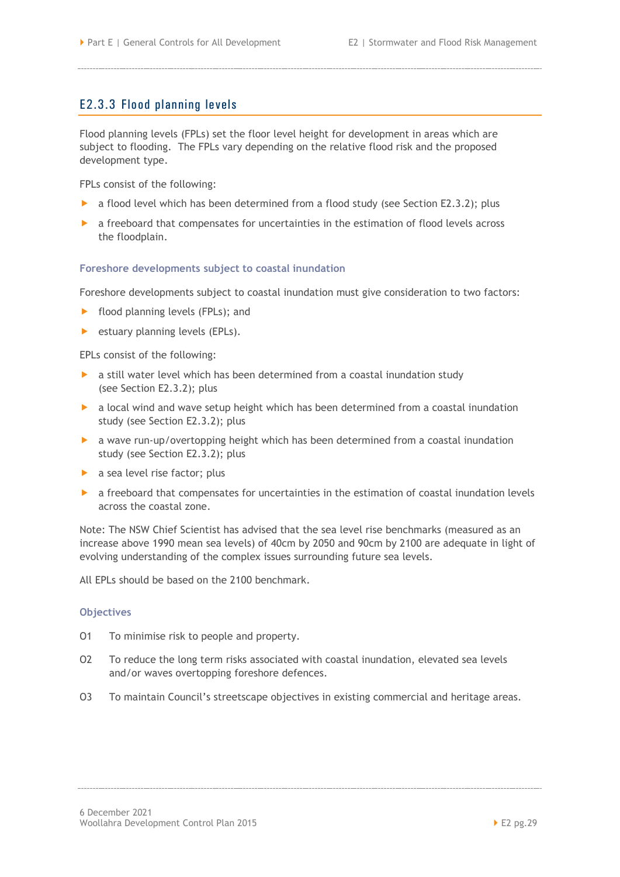### E2.3.3 Flood planning levels

Flood planning levels (FPLs) set the floor level height for development in areas which are subject to flooding. The FPLs vary depending on the relative flood risk and the proposed development type.

FPLs consist of the following:

- a flood level which has been determined from a flood study (see Section E2.3.2); plus
- a freeboard that compensates for uncertainties in the estimation of flood levels across the floodplain.

#### Foreshore developments subject to coastal inundation

Foreshore developments subject to coastal inundation must give consideration to two factors:

- flood planning levels (FPLs); and
- estuary planning levels (EPLs).

EPLs consist of the following:

- a still water level which has been determined from a coastal inundation study (see Section E2.3.2); plus
- a local wind and wave setup height which has been determined from a coastal inundation study (see Section E2.3.2); plus
- a wave run-up/overtopping height which has been determined from a coastal inundation study (see Section E2.3.2); plus
- a sea level rise factor; plus
- a freeboard that compensates for uncertainties in the estimation of coastal inundation levels across the coastal zone.

Note: The NSW Chief Scientist has advised that the sea level rise benchmarks (measured as an increase above 1990 mean sea levels) of 40cm by 2050 and 90cm by 2100 are adequate in light of evolving understanding of the complex issues surrounding future sea levels.

All EPLs should be based on the 2100 benchmark.

#### Objectives

O1 To minimise risk to people and property.

O2 To reduce the long term risks associated with coastal inundation, elevated sea levels and/or waves overtopping foreshore defences.

O3 To maintain Council's streetscape objectives in existing commercial and heritage areas.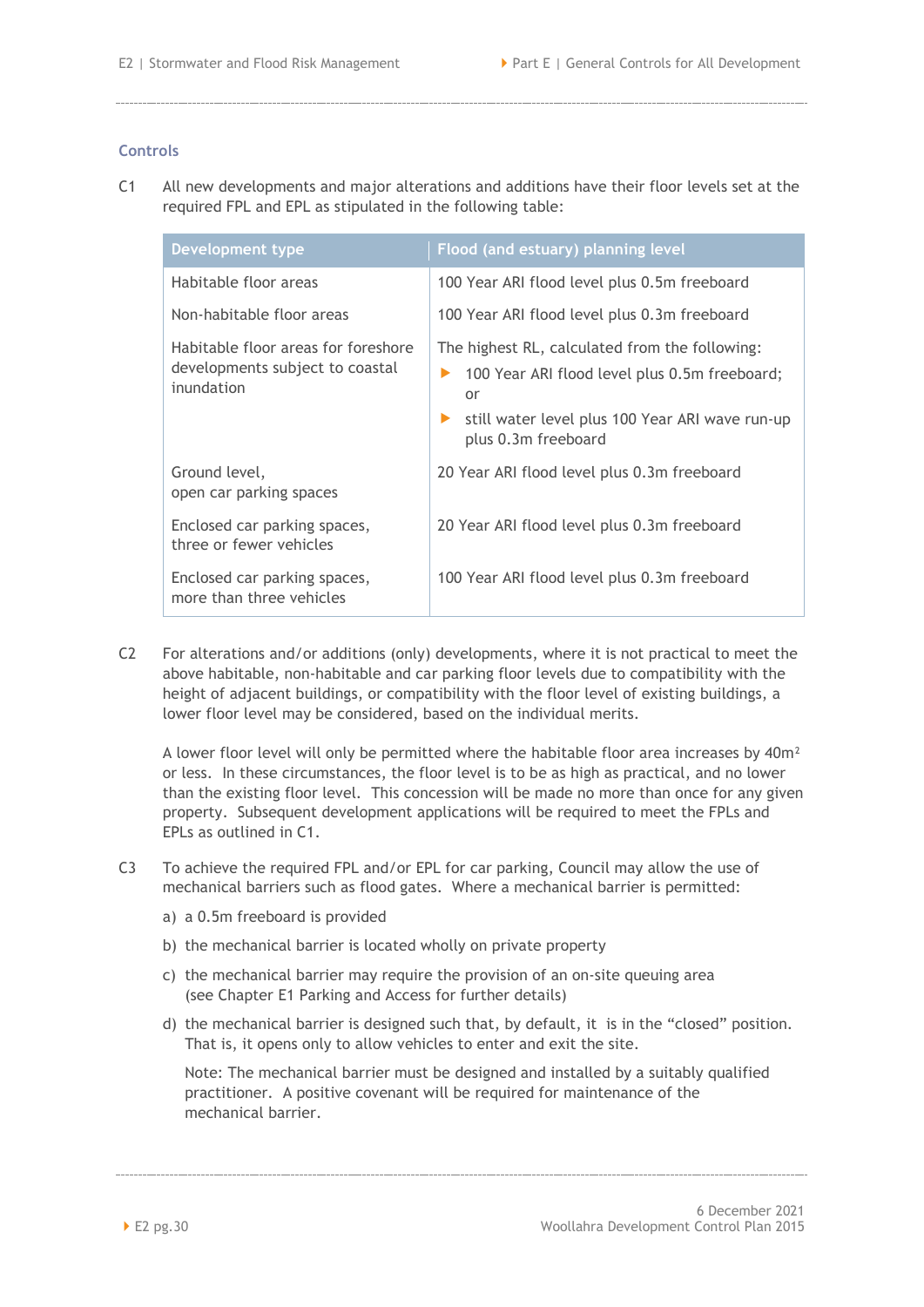### Controls

C1 All new developments and major alterations and additions have their floor levels set at the required FPL and EPL as stipulated in the following table:

| Development type | Flood (and estuary) planning level |
|---|---|
| Habitable floor areas | 100 Year ARI flood level plus 0.5m freeboard |
| Non-habitable floor areas | 100 Year ARI flood level plus 0.3m freeboard |
| Habitable floor areas for foreshore developments subject to coastal inundation | The highest RL, calculated from the following: <br>▶ 100 Year ARI flood level plus 0.5m freeboard; or <br>▶ still water level plus 100 Year ARI wave run-up plus 0.3m freeboard |
| Ground level, open car parking spaces | 20 Year ARI flood level plus 0.3m freeboard |
| Enclosed car parking spaces, three or fewer vehicles | 20 Year ARI flood level plus 0.3m freeboard |
| Enclosed car parking spaces, more than three vehicles | 100 Year ARI flood level plus 0.3m freeboard |

C2 For alterations and/or additions (only) developments, where it is not practical to meet the above habitable, non-habitable and car parking floor levels due to compatibility with the height of adjacent buildings, or compatibility with the floor level of existing buildings, a lower floor level may be considered, based on the individual merits.

A lower floor level will only be permitted where the habitable floor area increases by $40m^2$ or less. In these circumstances, the floor level is to be as high as practical, and no lower than the existing floor level. This concession will be made no more than once for any given property. Subsequent development applications will be required to meet the FPLs and EPLs as outlined in C1.

C3 To achieve the required FPL and/or EPL for car parking, Council may allow the use of mechanical barriers such as flood gates. Where a mechanical barrier is permitted:

a) a 0.5m freeboard is provided

b) the mechanical barrier is located wholly on private property

c) the mechanical barrier may require the provision of an on-site queuing area (see Chapter E1 Parking and Access for further details)

d) the mechanical barrier is designed such that, by default, it is in the "closed" position. That is, it opens only to allow vehicles to enter and exit the site.

Note: The mechanical barrier must be designed and installed by a suitably qualified practitioner. A positive covenant will be required for maintenance of the mechanical barrier.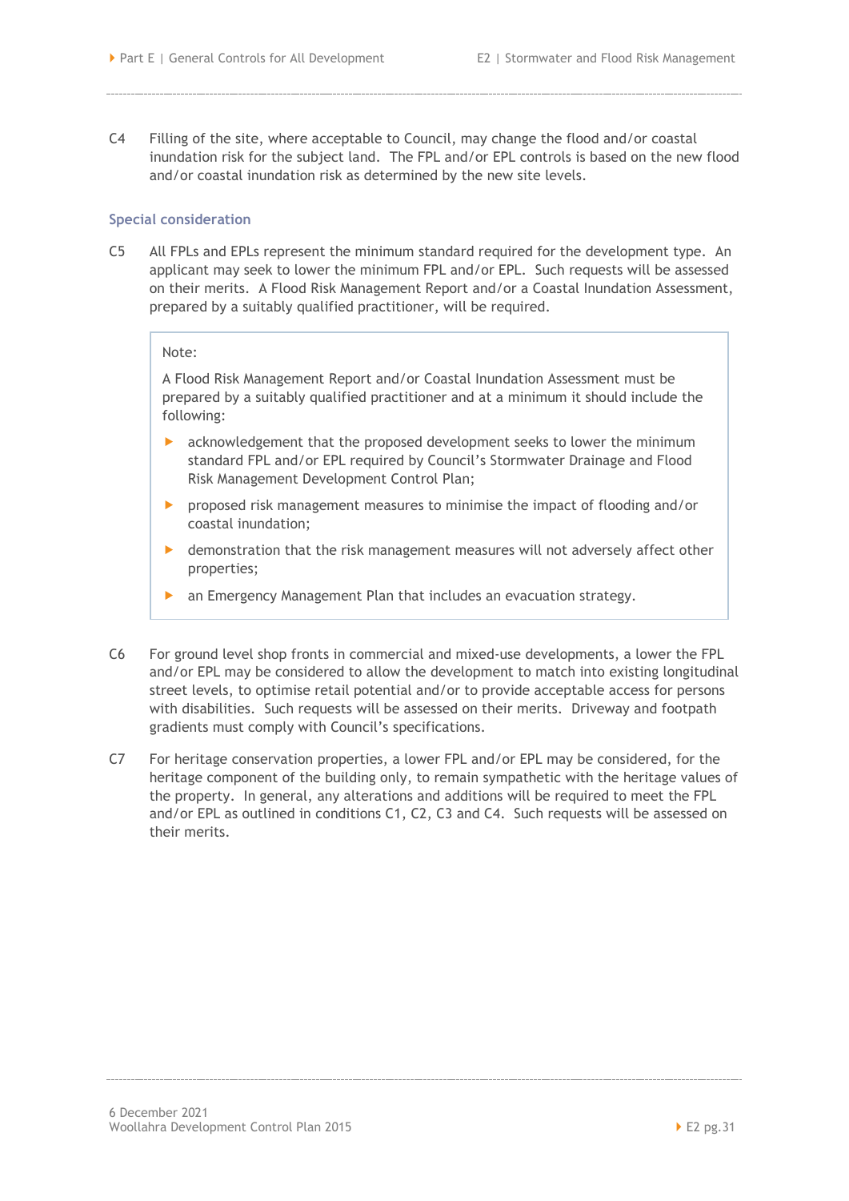C4 Filling of the site, where acceptable to Council, may change the flood and/or coastal inundation risk for the subject land. The FPL and/or EPL controls is based on the new flood and/or coastal inundation risk as determined by the new site levels.

### Special consideration

C5 All FPLs and EPLs represent the minimum standard required for the development type. An applicant may seek to lower the minimum FPL and/or EPL. Such requests will be assessed on their merits. A Flood Risk Management Report and/or a Coastal Inundation Assessment, prepared by a suitably qualified practitioner, will be required.

> Note:
>
> A Flood Risk Management Report and/or Coastal Inundation Assessment must be prepared by a suitably qualified practitioner and at a minimum it should include the following:
>
> - acknowledgement that the proposed development seeks to lower the minimum standard FPL and/or EPL required by Council's Stormwater Drainage and Flood Risk Management Development Control Plan;
> - proposed risk management measures to minimise the impact of flooding and/or coastal inundation;
> - demonstration that the risk management measures will not adversely affect other properties;
> - an Emergency Management Plan that includes an evacuation strategy.

C6 For ground level shop fronts in commercial and mixed-use developments, a lower the FPL and/or EPL may be considered to allow the development to match into existing longitudinal street levels, to optimise retail potential and/or to provide acceptable access for persons with disabilities. Such requests will be assessed on their merits. Driveway and footpath gradients must comply with Council's specifications.

C7 For heritage conservation properties, a lower FPL and/or EPL may be considered, for the heritage component of the building only, to remain sympathetic with the heritage values of the property. In general, any alterations and additions will be required to meet the FPL and/or EPL as outlined in conditions C1, C2, C3 and C4. Such requests will be assessed on their merits.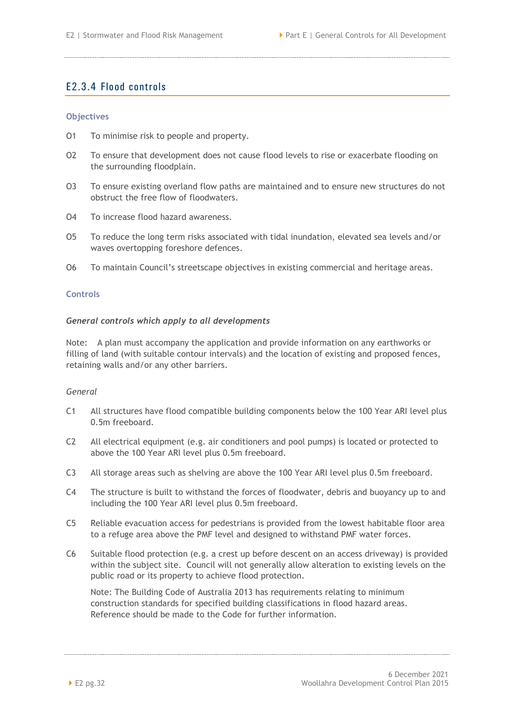## E2.3.4 Flood controls

### Objectives

O1 To minimise risk to people and property.

O2 To ensure that development does not cause flood levels to rise or exacerbate flooding on the surrounding floodplain.

O3 To ensure existing overland flow paths are maintained and to ensure new structures do not obstruct the free flow of floodwaters.

O4 To increase flood hazard awareness.

O5 To reduce the long term risks associated with tidal inundation, elevated sea levels and/or waves overtopping foreshore defences.

O6 To maintain Council's streetscape objectives in existing commercial and heritage areas.

### Controls

***General controls which apply to all developments***

Note: A plan must accompany the application and provide information on any earthworks or filling of land (with suitable contour intervals) and the location of existing and proposed fences, retaining walls and/or any other barriers.

*General*

C1 All structures have flood compatible building components below the 100 Year ARI level plus 0.5m freeboard.

C2 All electrical equipment (e.g. air conditioners and pool pumps) is located or protected to above the 100 Year ARI level plus 0.5m freeboard.

C3 All storage areas such as shelving are above the 100 Year ARI level plus 0.5m freeboard.

C4 The structure is built to withstand the forces of floodwater, debris and buoyancy up to and including the 100 Year ARI level plus 0.5m freeboard.

C5 Reliable evacuation access for pedestrians is provided from the lowest habitable floor area to a refuge area above the PMF level and designed to withstand PMF water forces.

C6 Suitable flood protection (e.g. a crest up before descent on an access driveway) is provided within the subject site. Council will not generally allow alteration to existing levels on the public road or its property to achieve flood protection.

Note: The Building Code of Australia 2013 has requirements relating to minimum construction standards for specified building classifications in flood hazard areas. Reference should be made to the Code for further information.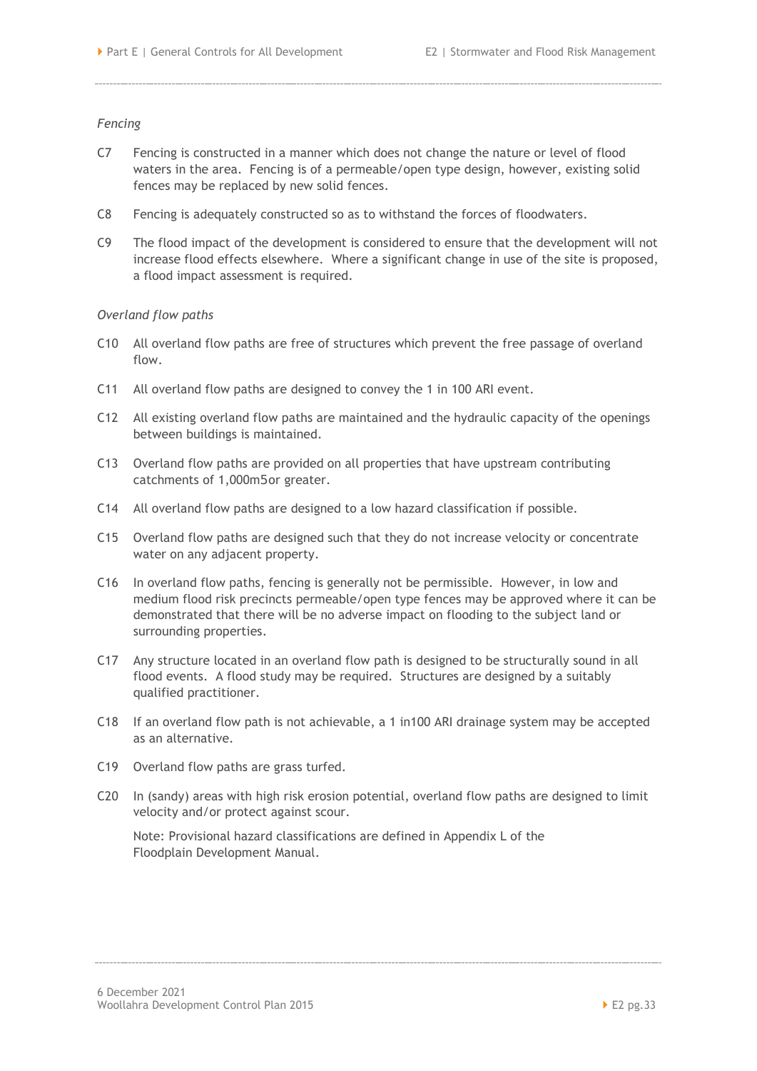*Fencing*

C7 Fencing is constructed in a manner which does not change the nature or level of flood waters in the area. Fencing is of a permeable/open type design, however, existing solid fences may be replaced by new solid fences.

C8 Fencing is adequately constructed so as to withstand the forces of floodwaters.

C9 The flood impact of the development is considered to ensure that the development will not increase flood effects elsewhere. Where a significant change in use of the site is proposed, a flood impact assessment is required.

*Overland flow paths*

C10 All overland flow paths are free of structures which prevent the free passage of overland flow.

C11 All overland flow paths are designed to convey the 1 in 100 ARI event.

C12 All existing overland flow paths are maintained and the hydraulic capacity of the openings between buildings is maintained.

C13 Overland flow paths are provided on all properties that have upstream contributing catchments of 1,000m5or greater.

C14 All overland flow paths are designed to a low hazard classification if possible.

C15 Overland flow paths are designed such that they do not increase velocity or concentrate water on any adjacent property.

C16 In overland flow paths, fencing is generally not be permissible. However, in low and medium flood risk precincts permeable/open type fences may be approved where it can be demonstrated that there will be no adverse impact on flooding to the subject land or surrounding properties.

C17 Any structure located in an overland flow path is designed to be structurally sound in all flood events. A flood study may be required. Structures are designed by a suitably qualified practitioner.

C18 If an overland flow path is not achievable, a 1 in100 ARI drainage system may be accepted as an alternative.

C19 Overland flow paths are grass turfed.

C20 In (sandy) areas with high risk erosion potential, overland flow paths are designed to limit velocity and/or protect against scour.

Note: Provisional hazard classifications are defined in Appendix L of the Floodplain Development Manual.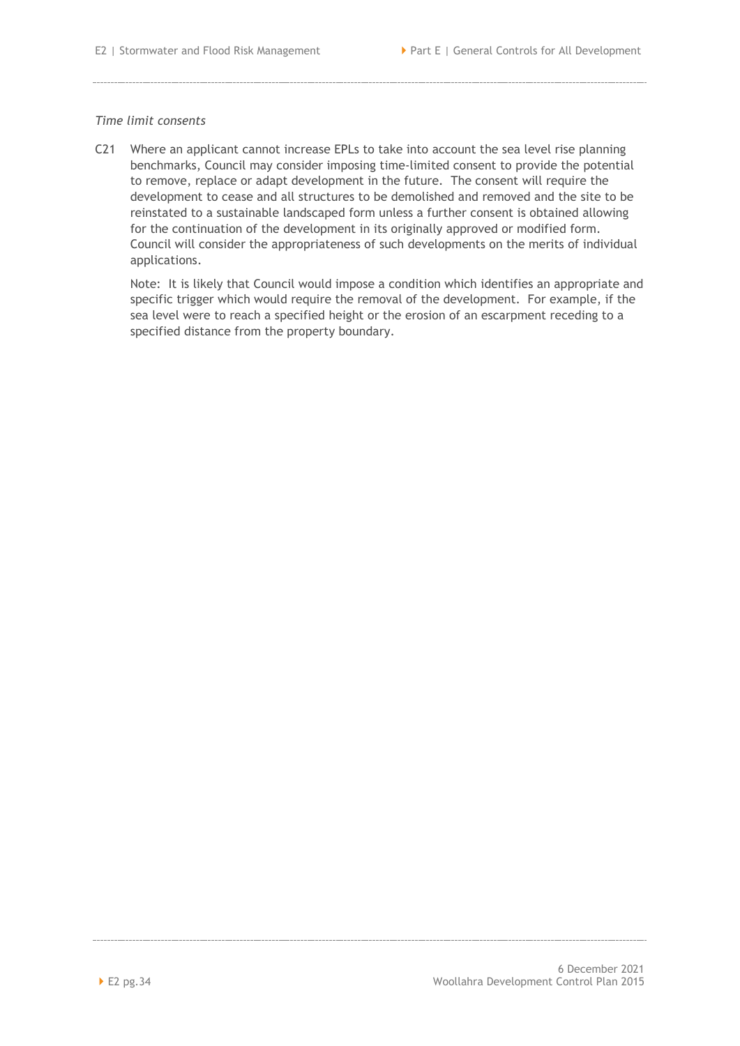*Time limit consents*

C21 Where an applicant cannot increase EPLs to take into account the sea level rise planning benchmarks, Council may consider imposing time-limited consent to provide the potential to remove, replace or adapt development in the future. The consent will require the development to cease and all structures to be demolished and removed and the site to be reinstated to a sustainable landscaped form unless a further consent is obtained allowing for the continuation of the development in its originally approved or modified form. Council will consider the appropriateness of such developments on the merits of individual applications.

Note: It is likely that Council would impose a condition which identifies an appropriate and specific trigger which would require the removal of the development. For example, if the sea level were to reach a specified height or the erosion of an escarpment receding to a specified distance from the property boundary.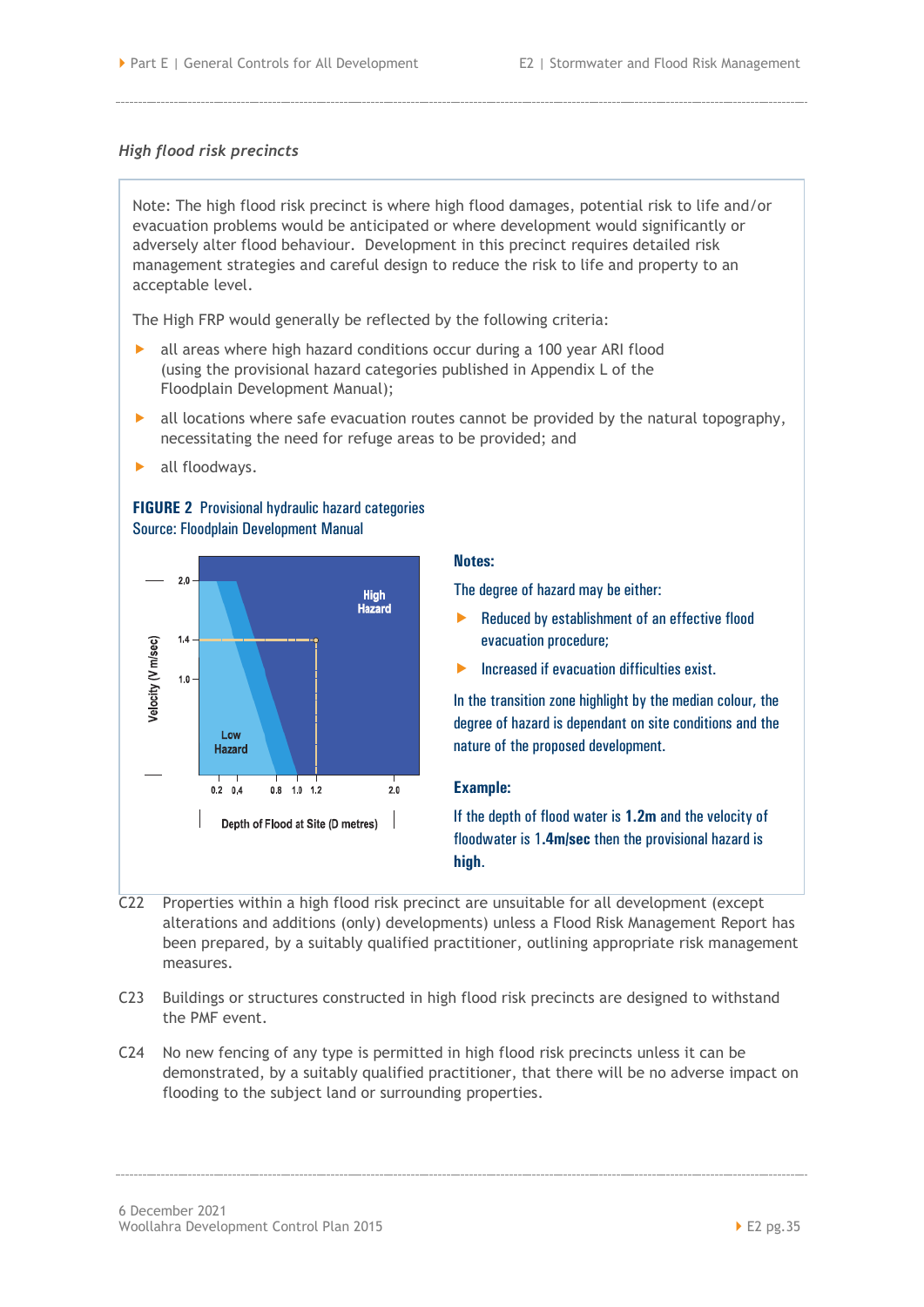*High flood risk precincts*

> Note: The high flood risk precinct is where high flood damages, potential risk to life and/or evacuation problems would be anticipated or where development would significantly or adversely alter flood behaviour. Development in this precinct requires detailed risk management strategies and careful design to reduce the risk to life and property to an acceptable level.
>
> The High FRP would generally be reflected by the following criteria:
>
> - all areas where high hazard conditions occur during a 100 year ARI flood (using the provisional hazard categories published in Appendix L of the Floodplain Development Manual);
> - all locations where safe evacuation routes cannot be provided by the natural topography, necessitating the need for refuge areas to be provided; and
> - all floodways.
>
> **FIGURE 2** Provisional hydraulic hazard categories
> Source: Floodplain Development Manual
>
> **Notes:**
>
> The degree of hazard may be either:
>
> - Reduced by establishment of an effective flood evacuation procedure;
> - Increased if evacuation difficulties exist.
>
> In the transition zone highlight by the median colour, the degree of hazard is dependant on site conditions and the nature of the proposed development.
>
> **Example:**
>
> If the depth of flood water is **1.2m** and the velocity of floodwater is 1.**4m/sec** then the provisional hazard is **high**.

C22 Properties within a high flood risk precinct are unsuitable for all development (except alterations and additions (only) developments) unless a Flood Risk Management Report has been prepared, by a suitably qualified practitioner, outlining appropriate risk management measures.

C23 Buildings or structures constructed in high flood risk precincts are designed to withstand the PMF event.

C24 No new fencing of any type is permitted in high flood risk precincts unless it can be demonstrated, by a suitably qualified practitioner, that there will be no adverse impact on flooding to the subject land or surrounding properties.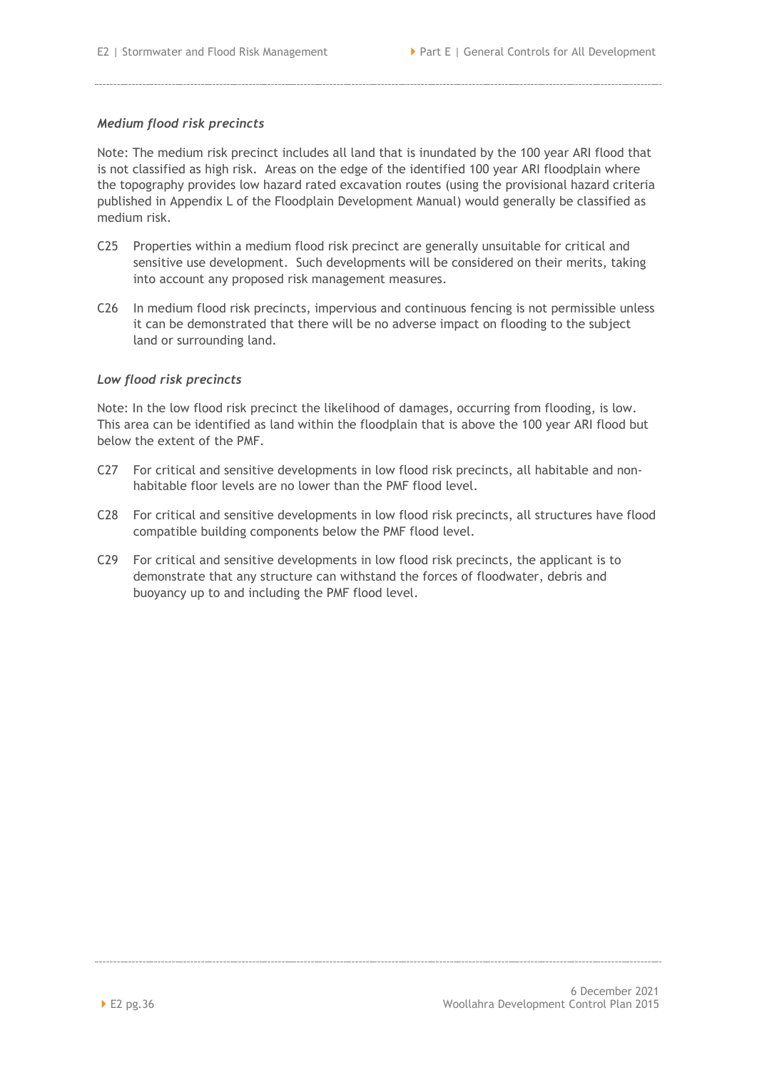*Medium flood risk precincts*

Note: The medium risk precinct includes all land that is inundated by the 100 year ARI flood that is not classified as high risk. Areas on the edge of the identified 100 year ARI floodplain where the topography provides low hazard rated excavation routes (using the provisional hazard criteria published in Appendix L of the Floodplain Development Manual) would generally be classified as medium risk.

C25 Properties within a medium flood risk precinct are generally unsuitable for critical and sensitive use development. Such developments will be considered on their merits, taking into account any proposed risk management measures.

C26 In medium flood risk precincts, impervious and continuous fencing is not permissible unless it can be demonstrated that there will be no adverse impact on flooding to the subject land or surrounding land.

*Low flood risk precincts*

Note: In the low flood risk precinct the likelihood of damages, occurring from flooding, is low. This area can be identified as land within the floodplain that is above the 100 year ARI flood but below the extent of the PMF.

C27 For critical and sensitive developments in low flood risk precincts, all habitable and non-habitable floor levels are no lower than the PMF flood level.

C28 For critical and sensitive developments in low flood risk precincts, all structures have flood compatible building components below the PMF flood level.

C29 For critical and sensitive developments in low flood risk precincts, the applicant is to demonstrate that any structure can withstand the forces of floodwater, debris and buoyancy up to and including the PMF flood level.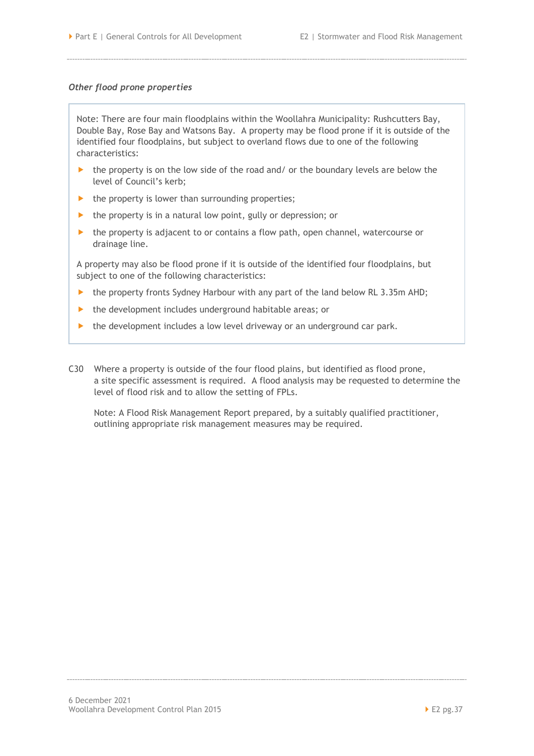*Other flood prone properties*

> Note: There are four main floodplains within the Woollahra Municipality: Rushcutters Bay, Double Bay, Rose Bay and Watsons Bay. A property may be flood prone if it is outside of the identified four floodplains, but subject to overland flows due to one of the following characteristics:
>
> - the property is on the low side of the road and/ or the boundary levels are below the level of Council's kerb;
> - the property is lower than surrounding properties;
> - the property is in a natural low point, gully or depression; or
> - the property is adjacent to or contains a flow path, open channel, watercourse or drainage line.
>
> A property may also be flood prone if it is outside of the identified four floodplains, but subject to one of the following characteristics:
>
> - the property fronts Sydney Harbour with any part of the land below RL 3.35m AHD;
> - the development includes underground habitable areas; or
> - the development includes a low level driveway or an underground car park.

C30 Where a property is outside of the four flood plains, but identified as flood prone, a site specific assessment is required. A flood analysis may be requested to determine the level of flood risk and to allow the setting of FPLs.

Note: A Flood Risk Management Report prepared, by a suitably qualified practitioner, outlining appropriate risk management measures may be required.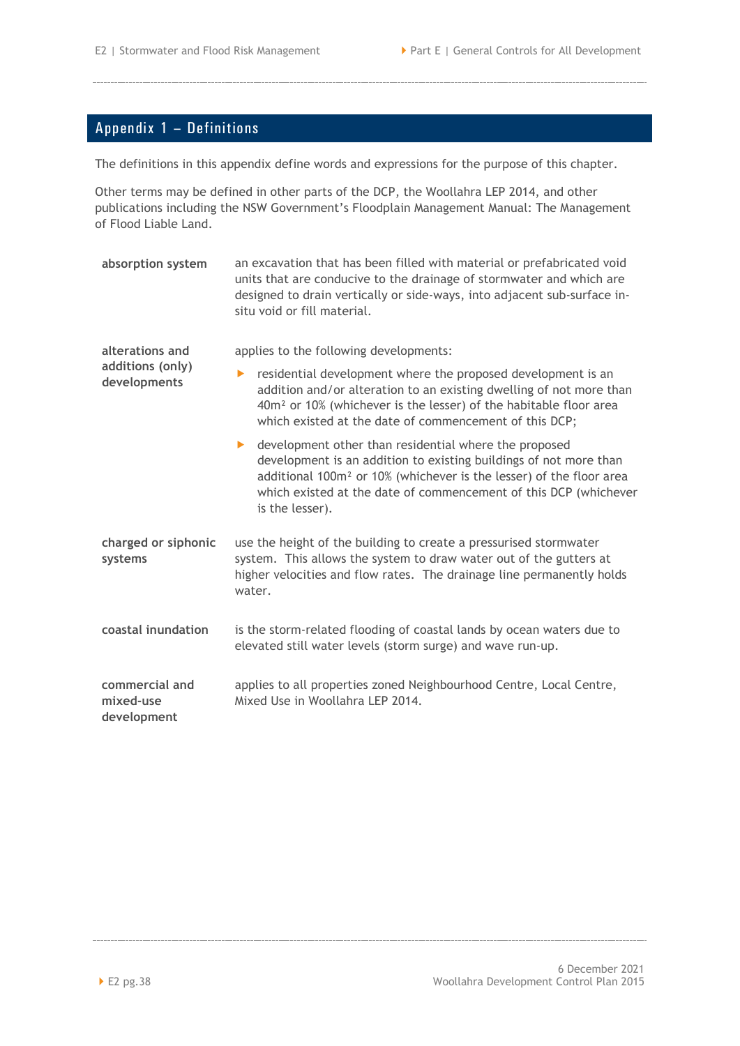## Appendix 1 – Definitions

The definitions in this appendix define words and expressions for the purpose of this chapter.

Other terms may be defined in other parts of the DCP, the Woollahra LEP 2014, and other publications including the NSW Government's Floodplain Management Manual: The Management of Flood Liable Land.

**absorption system**
an excavation that has been filled with material or prefabricated void units that are conducive to the drainage of stormwater and which are designed to drain vertically or side-ways, into adjacent sub-surface in-situ void or fill material.

**alterations and additions (only) developments**
applies to the following developments:

- residential development where the proposed development is an addition and/or alteration to an existing dwelling of not more than 40m² or 10% (whichever is the lesser) of the habitable floor area which existed at the date of commencement of this DCP;
- development other than residential where the proposed development is an addition to existing buildings of not more than additional 100m² or 10% (whichever is the lesser) of the floor area which existed at the date of commencement of this DCP (whichever is the lesser).

**charged or siphonic systems**
use the height of the building to create a pressurised stormwater system. This allows the system to draw water out of the gutters at higher velocities and flow rates. The drainage line permanently holds water.

**coastal inundation**
is the storm-related flooding of coastal lands by ocean waters due to elevated still water levels (storm surge) and wave run-up.

**commercial and mixed-use development**
applies to all properties zoned Neighbourhood Centre, Local Centre, Mixed Use in Woollahra LEP 2014.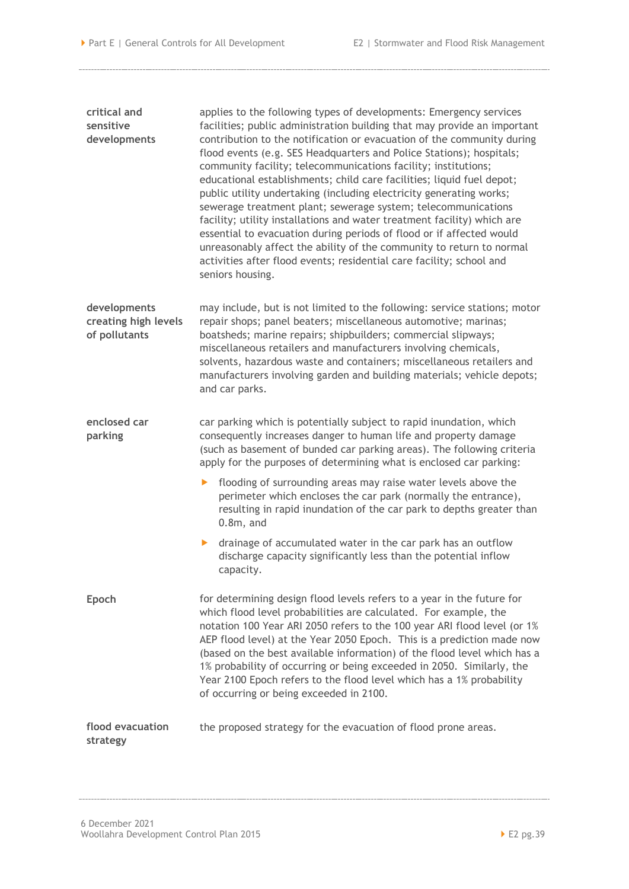**critical and sensitive developments** applies to the following types of developments: Emergency services facilities; public administration building that may provide an important contribution to the notification or evacuation of the community during flood events (e.g. SES Headquarters and Police Stations); hospitals; community facility; telecommunications facility; institutions; educational establishments; child care facilities; liquid fuel depot; public utility undertaking (including electricity generating works; sewerage treatment plant; sewerage system; telecommunications facility; utility installations and water treatment facility) which are essential to evacuation during periods of flood or if affected would unreasonably affect the ability of the community to return to normal activities after flood events; residential care facility; school and seniors housing.

**developments creating high levels of pollutants** may include, but is not limited to the following: service stations; motor repair shops; panel beaters; miscellaneous automotive; marinas; boatsheds; marine repairs; shipbuilders; commercial slipways; miscellaneous retailers and manufacturers involving chemicals, solvents, hazardous waste and containers; miscellaneous retailers and manufacturers involving garden and building materials; vehicle depots; and car parks.

**enclosed car parking** car parking which is potentially subject to rapid inundation, which consequently increases danger to human life and property damage (such as basement of bunded car parking areas). The following criteria apply for the purposes of determining what is enclosed car parking:

- flooding of surrounding areas may raise water levels above the perimeter which encloses the car park (normally the entrance), resulting in rapid inundation of the car park to depths greater than 0.8m, and
- drainage of accumulated water in the car park has an outflow discharge capacity significantly less than the potential inflow capacity.

**Epoch** for determining design flood levels refers to a year in the future for which flood level probabilities are calculated. For example, the notation 100 Year ARI 2050 refers to the 100 year ARI flood level (or 1% AEP flood level) at the Year 2050 Epoch. This is a prediction made now (based on the best available information) of the flood level which has a 1% probability of occurring or being exceeded in 2050. Similarly, the Year 2100 Epoch refers to the flood level which has a 1% probability of occurring or being exceeded in 2100.

**flood evacuation strategy** the proposed strategy for the evacuation of flood prone areas.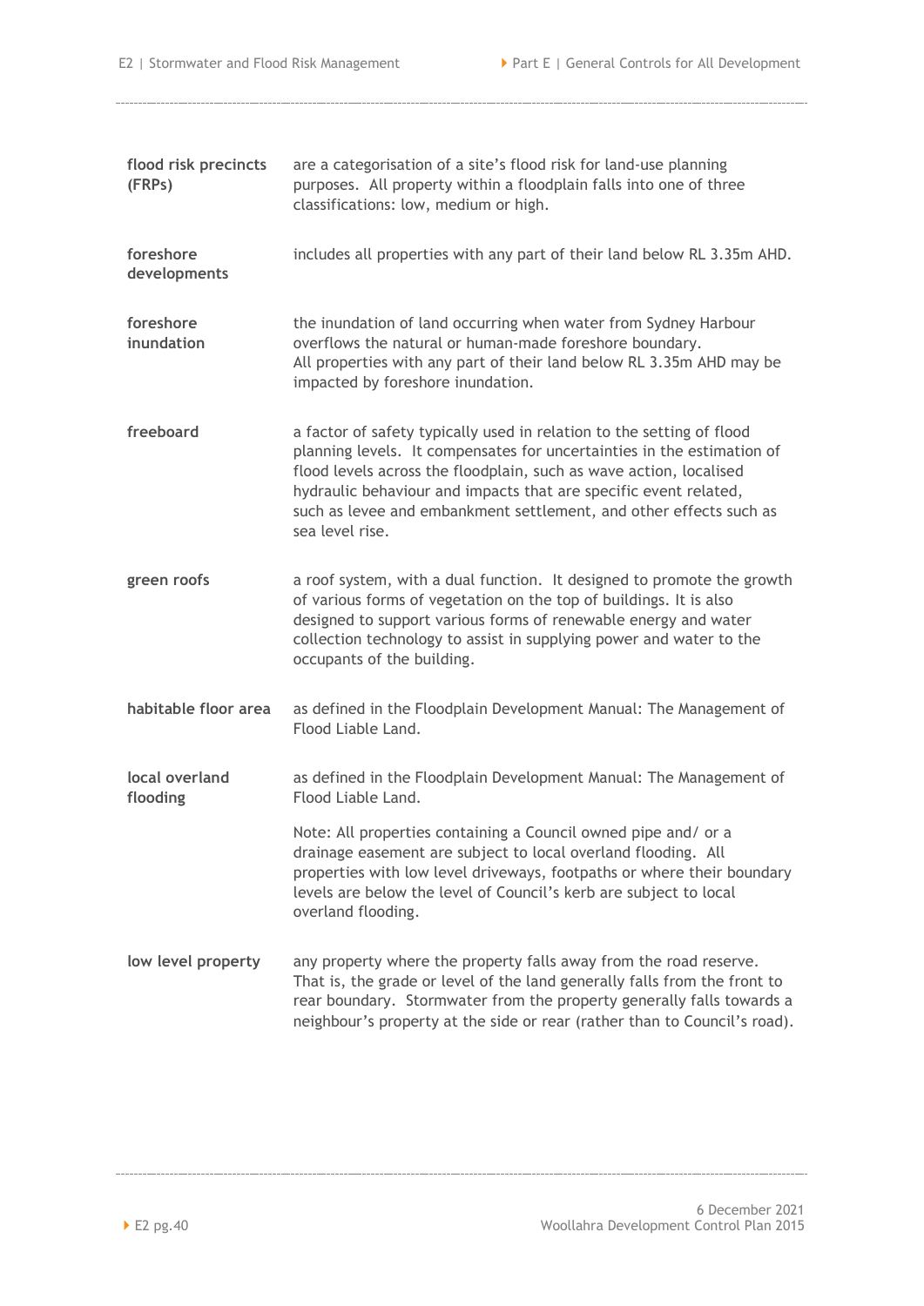**flood risk precincts (FRPs)** are a categorisation of a site's flood risk for land-use planning purposes. All property within a floodplain falls into one of three classifications: low, medium or high.

**foreshore developments** includes all properties with any part of their land below RL 3.35m AHD.

**foreshore inundation** the inundation of land occurring when water from Sydney Harbour overflows the natural or human-made foreshore boundary. All properties with any part of their land below RL 3.35m AHD may be impacted by foreshore inundation.

**freeboard** a factor of safety typically used in relation to the setting of flood planning levels. It compensates for uncertainties in the estimation of flood levels across the floodplain, such as wave action, localised hydraulic behaviour and impacts that are specific event related, such as levee and embankment settlement, and other effects such as sea level rise.

**green roofs** a roof system, with a dual function. It designed to promote the growth of various forms of vegetation on the top of buildings. It is also designed to support various forms of renewable energy and water collection technology to assist in supplying power and water to the occupants of the building.

**habitable floor area** as defined in the Floodplain Development Manual: The Management of Flood Liable Land.

**local overland flooding** as defined in the Floodplain Development Manual: The Management of Flood Liable Land.

Note: All properties containing a Council owned pipe and/ or a drainage easement are subject to local overland flooding. All properties with low level driveways, footpaths or where their boundary levels are below the level of Council's kerb are subject to local overland flooding.

**low level property** any property where the property falls away from the road reserve. That is, the grade or level of the land generally falls from the front to rear boundary. Stormwater from the property generally falls towards a neighbour's property at the side or rear (rather than to Council's road).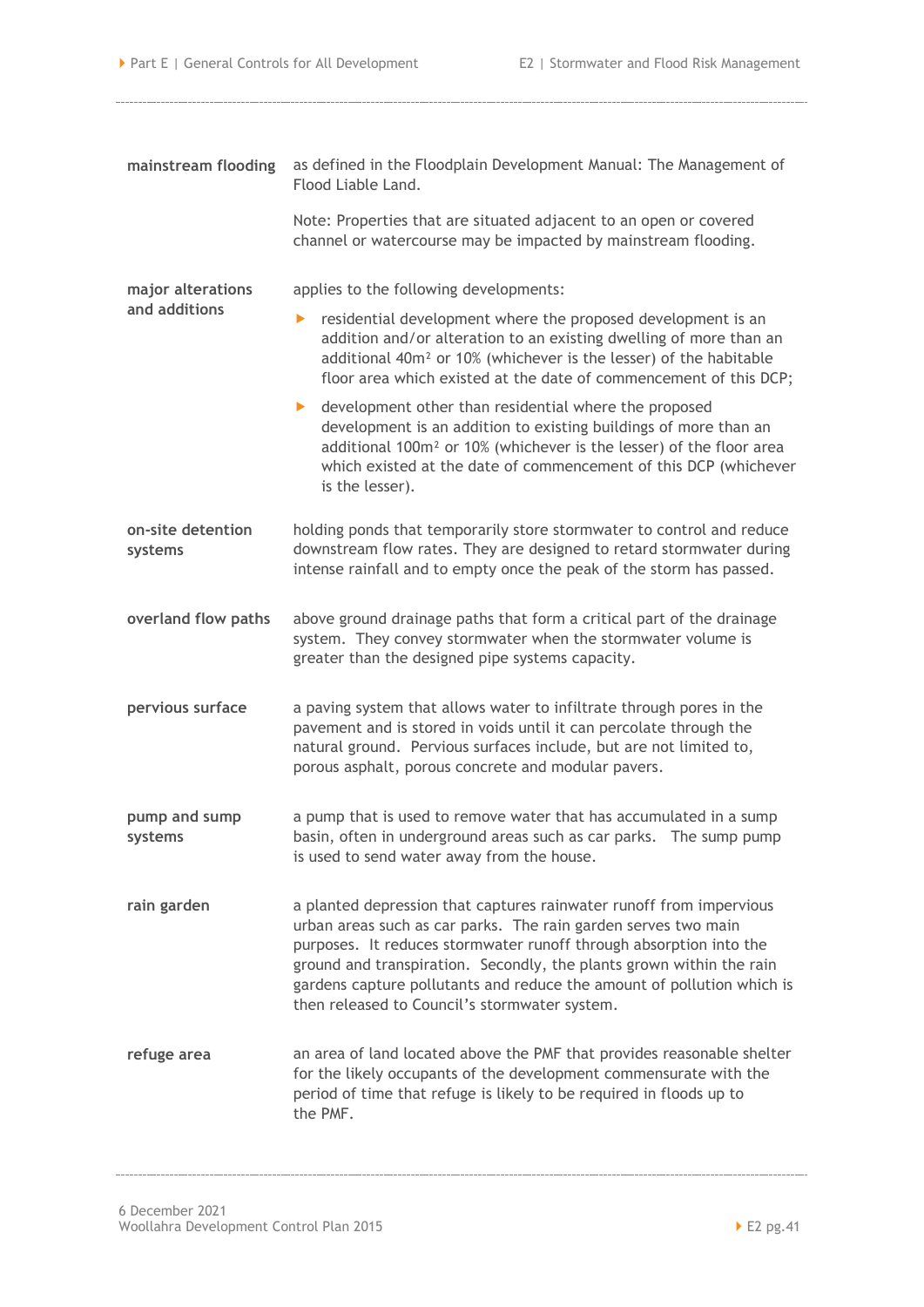**mainstream flooding**

as defined in the Floodplain Development Manual: The Management of Flood Liable Land.

Note: Properties that are situated adjacent to an open or covered channel or watercourse may be impacted by mainstream flooding.

**major alterations and additions**

applies to the following developments:

- residential development where the proposed development is an addition and/or alteration to an existing dwelling of more than an additional $40m^2$ or 10% (whichever is the lesser) of the habitable floor area which existed at the date of commencement of this DCP;
- development other than residential where the proposed development is an addition to existing buildings of more than an additional $100m^2$ or 10% (whichever is the lesser) of the floor area which existed at the date of commencement of this DCP (whichever is the lesser).

**on-site detention systems**

holding ponds that temporarily store stormwater to control and reduce downstream flow rates. They are designed to retard stormwater during intense rainfall and to empty once the peak of the storm has passed.

**overland flow paths**

above ground drainage paths that form a critical part of the drainage system. They convey stormwater when the stormwater volume is greater than the designed pipe systems capacity.

**pervious surface**

a paving system that allows water to infiltrate through pores in the pavement and is stored in voids until it can percolate through the natural ground. Pervious surfaces include, but are not limited to, porous asphalt, porous concrete and modular pavers.

**pump and sump systems**

a pump that is used to remove water that has accumulated in a sump basin, often in underground areas such as car parks. The sump pump is used to send water away from the house.

**rain garden**

a planted depression that captures rainwater runoff from impervious urban areas such as car parks. The rain garden serves two main purposes. It reduces stormwater runoff through absorption into the ground and transpiration. Secondly, the plants grown within the rain gardens capture pollutants and reduce the amount of pollution which is then released to Council's stormwater system.

**refuge area**

an area of land located above the PMF that provides reasonable shelter for the likely occupants of the development commensurate with the period of time that refuge is likely to be required in floods up to the PMF.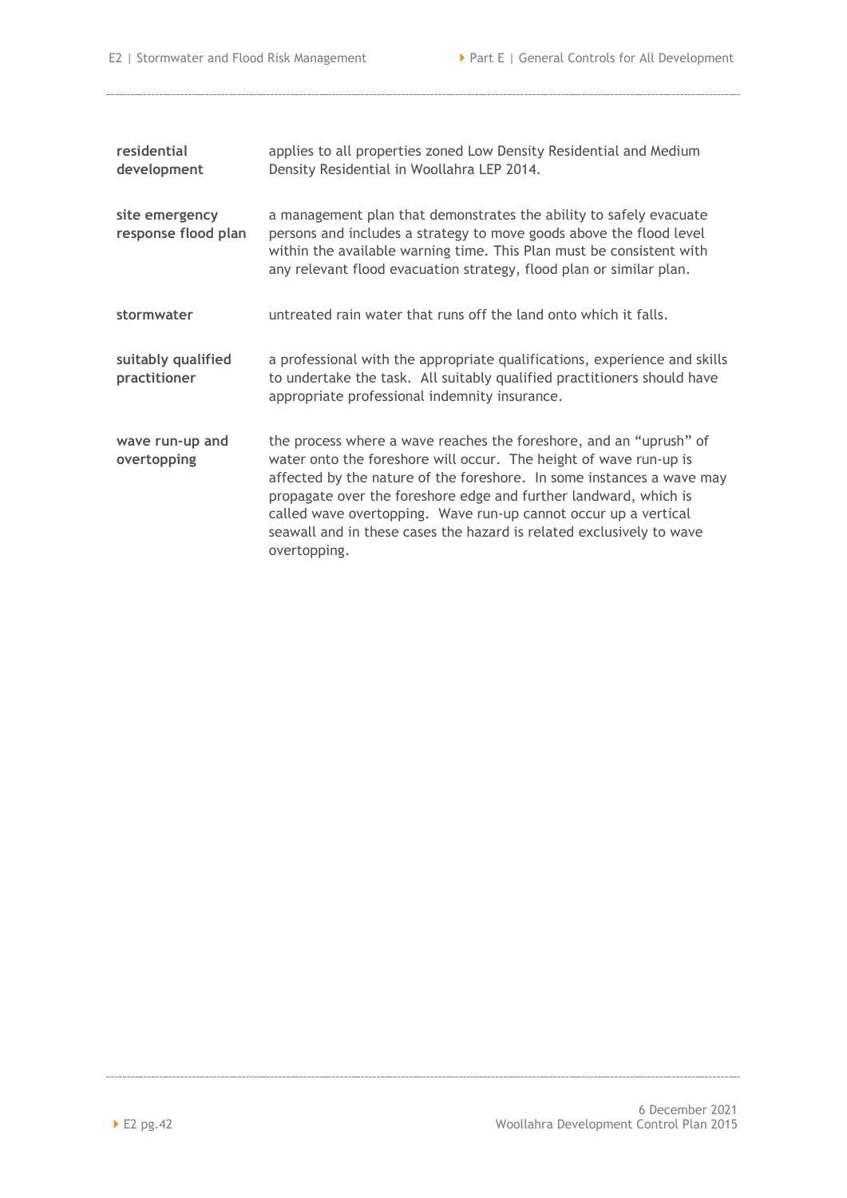**residential development** applies to all properties zoned Low Density Residential and Medium Density Residential in Woollahra LEP 2014.

**site emergency response flood plan** a management plan that demonstrates the ability to safely evacuate persons and includes a strategy to move goods above the flood level within the available warning time. This Plan must be consistent with any relevant flood evacuation strategy, flood plan or similar plan.

**stormwater** untreated rain water that runs off the land onto which it falls.

**suitably qualified practitioner** a professional with the appropriate qualifications, experience and skills to undertake the task. All suitably qualified practitioners should have appropriate professional indemnity insurance.

**wave run-up and overtopping** the process where a wave reaches the foreshore, and an "uprush" of water onto the foreshore will occur. The height of wave run-up is affected by the nature of the foreshore. In some instances a wave may propagate over the foreshore edge and further landward, which is called wave overtopping. Wave run-up cannot occur up a vertical seawall and in these cases the hazard is related exclusively to wave overtopping.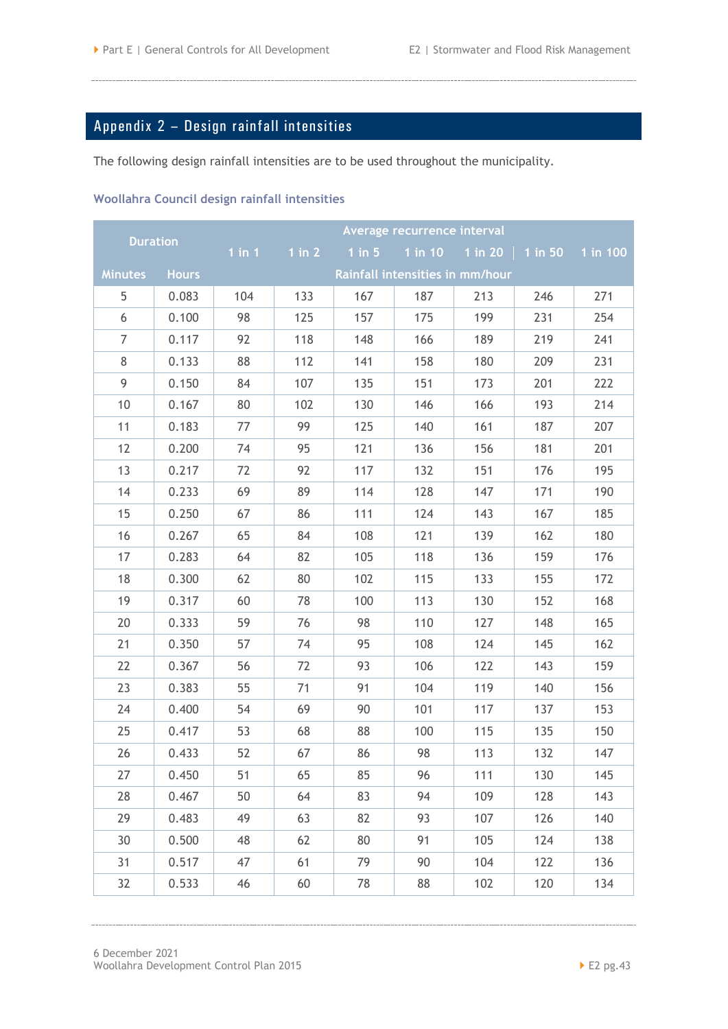## Appendix 2 – Design rainfall intensities

The following design rainfall intensities are to be used throughout the municipality.

### Woollahra Council design rainfall intensities

| Duration | | Average recurrence interval | | | | | | |
|---|---|---|---|---|---|---|---|---|
| | | 1 in 1 | 1 in 2 | 1 in 5 | 1 in 10 | 1 in 20 | 1 in 50 | 1 in 100 |
| Minutes | Hours | Rainfall intensities in mm/hour | | | | | | |
| 5 | 0.083 | 104 | 133 | 167 | 187 | 213 | 246 | 271 |
| 6 | 0.100 | 98 | 125 | 157 | 175 | 199 | 231 | 254 |
| 7 | 0.117 | 92 | 118 | 148 | 166 | 189 | 219 | 241 |
| 8 | 0.133 | 88 | 112 | 141 | 158 | 180 | 209 | 231 |
| 9 | 0.150 | 84 | 107 | 135 | 151 | 173 | 201 | 222 |
| 10 | 0.167 | 80 | 102 | 130 | 146 | 166 | 193 | 214 |
| 11 | 0.183 | 77 | 99 | 125 | 140 | 161 | 187 | 207 |
| 12 | 0.200 | 74 | 95 | 121 | 136 | 156 | 181 | 201 |
| 13 | 0.217 | 72 | 92 | 117 | 132 | 151 | 176 | 195 |
| 14 | 0.233 | 69 | 89 | 114 | 128 | 147 | 171 | 190 |
| 15 | 0.250 | 67 | 86 | 111 | 124 | 143 | 167 | 185 |
| 16 | 0.267 | 65 | 84 | 108 | 121 | 139 | 162 | 180 |
| 17 | 0.283 | 64 | 82 | 105 | 118 | 136 | 159 | 176 |
| 18 | 0.300 | 62 | 80 | 102 | 115 | 133 | 155 | 172 |
| 19 | 0.317 | 60 | 78 | 100 | 113 | 130 | 152 | 168 |
| 20 | 0.333 | 59 | 76 | 98 | 110 | 127 | 148 | 165 |
| 21 | 0.350 | 57 | 74 | 95 | 108 | 124 | 145 | 162 |
| 22 | 0.367 | 56 | 72 | 93 | 106 | 122 | 143 | 159 |
| 23 | 0.383 | 55 | 71 | 91 | 104 | 119 | 140 | 156 |
| 24 | 0.400 | 54 | 69 | 90 | 101 | 117 | 137 | 153 |
| 25 | 0.417 | 53 | 68 | 88 | 100 | 115 | 135 | 150 |
| 26 | 0.433 | 52 | 67 | 86 | 98 | 113 | 132 | 147 |
| 27 | 0.450 | 51 | 65 | 85 | 96 | 111 | 130 | 145 |
| 28 | 0.467 | 50 | 64 | 83 | 94 | 109 | 128 | 143 |
| 29 | 0.483 | 49 | 63 | 82 | 93 | 107 | 126 | 140 |
| 30 | 0.500 | 48 | 62 | 80 | 91 | 105 | 124 | 138 |
| 31 | 0.517 | 47 | 61 | 79 | 90 | 104 | 122 | 136 |
| 32 | 0.533 | 46 | 60 | 78 | 88 | 102 | 120 | 134 |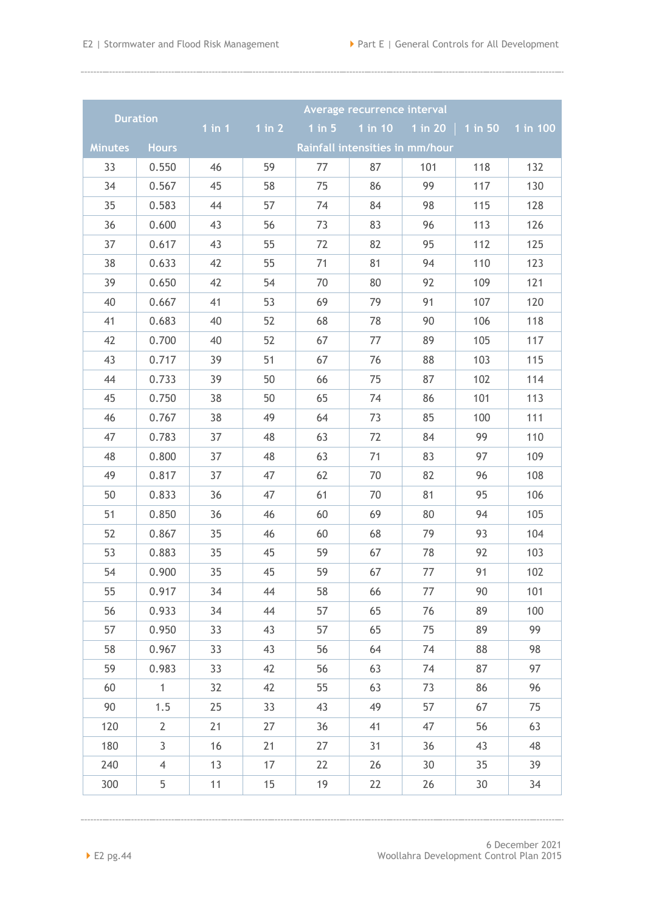| Duration | | Average recurrence interval | | | | | | |
|---|---|---|---|---|---|---|---|---|
| | | 1 in 1 | 1 in 2 | 1 in 5 | 1 in 10 | 1 in 20 | 1 in 50 | 1 in 100 |
| Minutes | Hours | Rainfall intensities in mm/hour | | | | | | |
| 33 | 0.550 | 46 | 59 | 77 | 87 | 101 | 118 | 132 |
| 34 | 0.567 | 45 | 58 | 75 | 86 | 99 | 117 | 130 |
| 35 | 0.583 | 44 | 57 | 74 | 84 | 98 | 115 | 128 |
| 36 | 0.600 | 43 | 56 | 73 | 83 | 96 | 113 | 126 |
| 37 | 0.617 | 43 | 55 | 72 | 82 | 95 | 112 | 125 |
| 38 | 0.633 | 42 | 55 | 71 | 81 | 94 | 110 | 123 |
| 39 | 0.650 | 42 | 54 | 70 | 80 | 92 | 109 | 121 |
| 40 | 0.667 | 41 | 53 | 69 | 79 | 91 | 107 | 120 |
| 41 | 0.683 | 40 | 52 | 68 | 78 | 90 | 106 | 118 |
| 42 | 0.700 | 40 | 52 | 67 | 77 | 89 | 105 | 117 |
| 43 | 0.717 | 39 | 51 | 67 | 76 | 88 | 103 | 115 |
| 44 | 0.733 | 39 | 50 | 66 | 75 | 87 | 102 | 114 |
| 45 | 0.750 | 38 | 50 | 65 | 74 | 86 | 101 | 113 |
| 46 | 0.767 | 38 | 49 | 64 | 73 | 85 | 100 | 111 |
| 47 | 0.783 | 37 | 48 | 63 | 72 | 84 | 99 | 110 |
| 48 | 0.800 | 37 | 48 | 63 | 71 | 83 | 97 | 109 |
| 49 | 0.817 | 37 | 47 | 62 | 70 | 82 | 96 | 108 |
| 50 | 0.833 | 36 | 47 | 61 | 70 | 81 | 95 | 106 |
| 51 | 0.850 | 36 | 46 | 60 | 69 | 80 | 94 | 105 |
| 52 | 0.867 | 35 | 46 | 60 | 68 | 79 | 93 | 104 |
| 53 | 0.883 | 35 | 45 | 59 | 67 | 78 | 92 | 103 |
| 54 | 0.900 | 35 | 45 | 59 | 67 | 77 | 91 | 102 |
| 55 | 0.917 | 34 | 44 | 58 | 66 | 77 | 90 | 101 |
| 56 | 0.933 | 34 | 44 | 57 | 65 | 76 | 89 | 100 |
| 57 | 0.950 | 33 | 43 | 57 | 65 | 75 | 89 | 99 |
| 58 | 0.967 | 33 | 43 | 56 | 64 | 74 | 88 | 98 |
| 59 | 0.983 | 33 | 42 | 56 | 63 | 74 | 87 | 97 |
| 60 | 1 | 32 | 42 | 55 | 63 | 73 | 86 | 96 |
| 90 | 1.5 | 25 | 33 | 43 | 49 | 57 | 67 | 75 |
| 120 | 2 | 21 | 27 | 36 | 41 | 47 | 56 | 63 |
| 180 | 3 | 16 | 21 | 27 | 31 | 36 | 43 | 48 |
| 240 | 4 | 13 | 17 | 22 | 26 | 30 | 35 | 39 |
| 300 | 5 | 11 | 15 | 19 | 22 | 26 | 30 | 34 |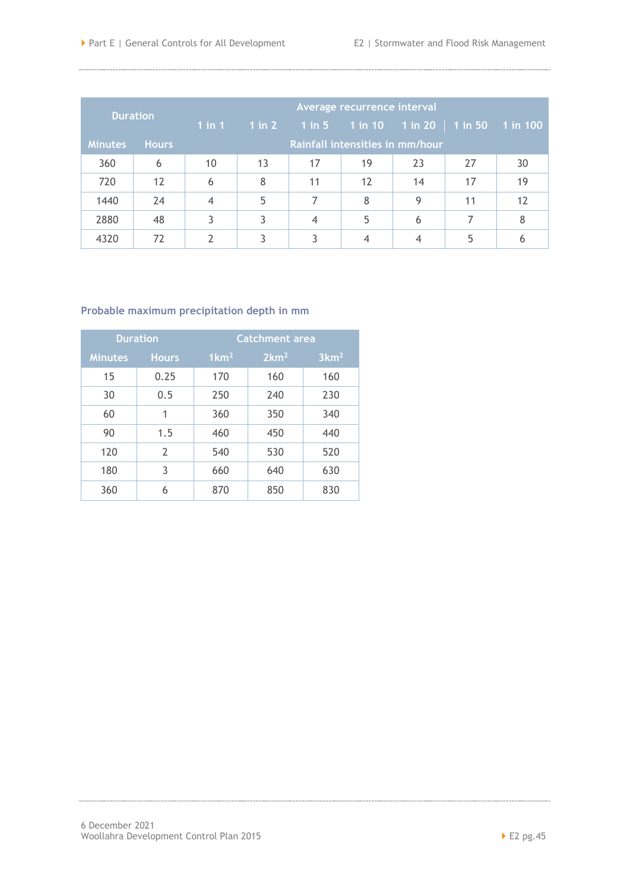| Duration | | Average recurrence interval | | | | | | |
|---|---|---|---|---|---|---|---|---|
| | | 1 in 1 | 1 in 2 | 1 in 5 | 1 in 10 | 1 in 20 | 1 in 50 | 1 in 100 |
| Minutes | Hours | Rainfall intensities in mm/hour | | | | | | |
| 360 | 6 | 10 | 13 | 17 | 19 | 23 | 27 | 30 |
| 720 | 12 | 6 | 8 | 11 | 12 | 14 | 17 | 19 |
| 1440 | 24 | 4 | 5 | 7 | 8 | 9 | 11 | 12 |
| 2880 | 48 | 3 | 3 | 4 | 5 | 6 | 7 | 8 |
| 4320 | 72 | 2 | 3 | 3 | 4 | 4 | 5 | 6 |

### Probable maximum precipitation depth in mm

| Duration | | Catchment area | | |
|---|---|---|---|---|
| Minutes | Hours | $1km^2$ | $2km^2$ | $3km^2$ |
| 15 | 0.25 | 170 | 160 | 160 |
| 30 | 0.5 | 250 | 240 | 230 |
| 60 | 1 | 360 | 350 | 340 |
| 90 | 1.5 | 460 | 450 | 440 |
| 120 | 2 | 540 | 530 | 520 |
| 180 | 3 | 660 | 640 | 630 |
| 360 | 6 | 870 | 850 | 830 |